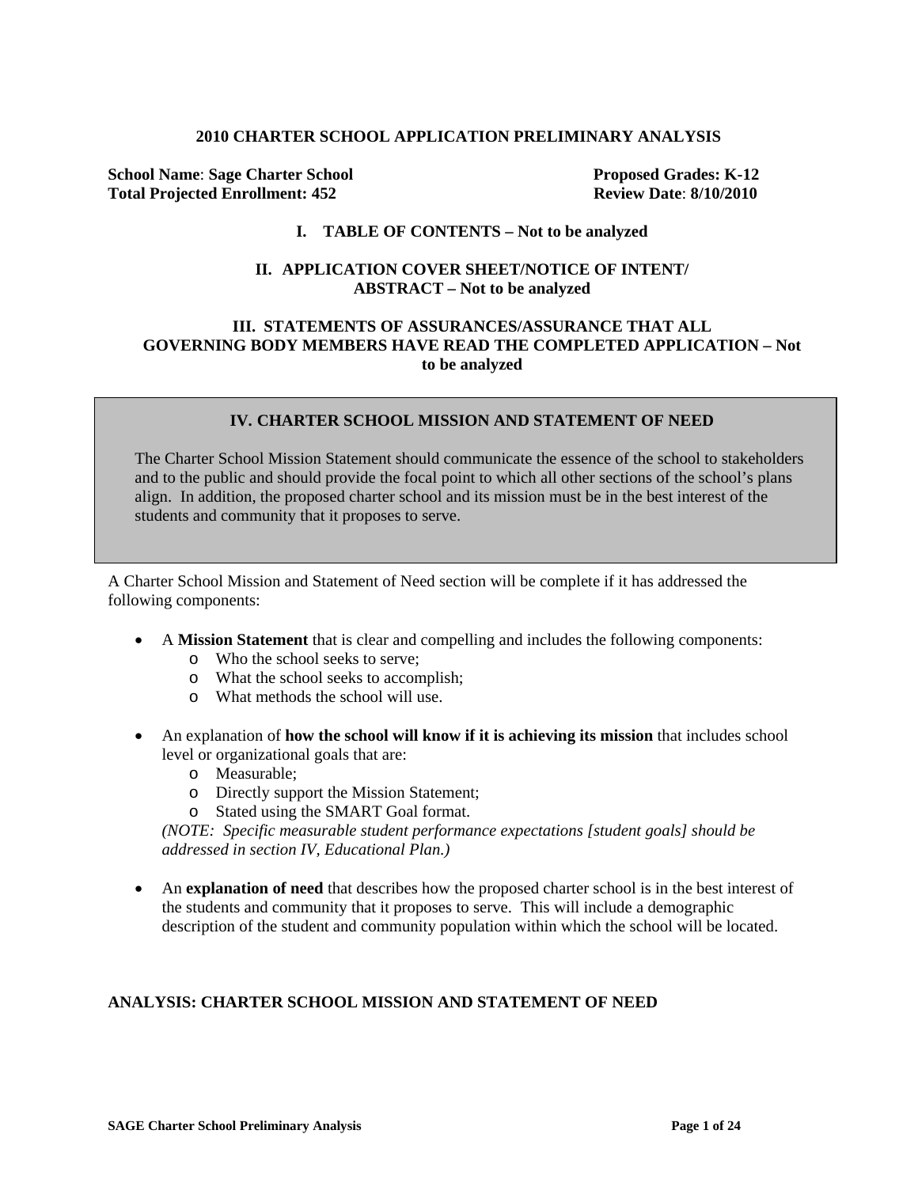# 2010 CHARTER SCHOOL APPLICATION PRELIMINARY ANALYSIS

**School Name**: **Sage Charter School** | **Proposed Grades: K-12**
**Total Projected Enrollment: 452** | **Review Date**: **8/10/2010**

## I. TABLE OF CONTENTS – Not to be analyzed

## II. APPLICATION COVER SHEET/NOTICE OF INTENT/ ABSTRACT – Not to be analyzed

## III. STATEMENTS OF ASSURANCES/ASSURANCE THAT ALL GOVERNING BODY MEMBERS HAVE READ THE COMPLETED APPLICATION – Not to be analyzed

## IV. CHARTER SCHOOL MISSION AND STATEMENT OF NEED

The Charter School Mission Statement should communicate the essence of the school to stakeholders and to the public and should provide the focal point to which all other sections of the school's plans align. In addition, the proposed charter school and its mission must be in the best interest of the students and community that it proposes to serve.

A Charter School Mission and Statement of Need section will be complete if it has addressed the following components:

- A **Mission Statement** that is clear and compelling and includes the following components:
  - Who the school seeks to serve;
  - What the school seeks to accomplish;
  - What methods the school will use.
- An explanation of **how the school will know if it is achieving its mission** that includes school level or organizational goals that are:
  - Measurable;
  - Directly support the Mission Statement;
  - Stated using the SMART Goal format.

  *(NOTE: Specific measurable student performance expectations [student goals] should be addressed in section IV, Educational Plan.)*
- An **explanation of need** that describes how the proposed charter school is in the best interest of the students and community that it proposes to serve. This will include a demographic description of the student and community population within which the school will be located.

### ANALYSIS: CHARTER SCHOOL MISSION AND STATEMENT OF NEED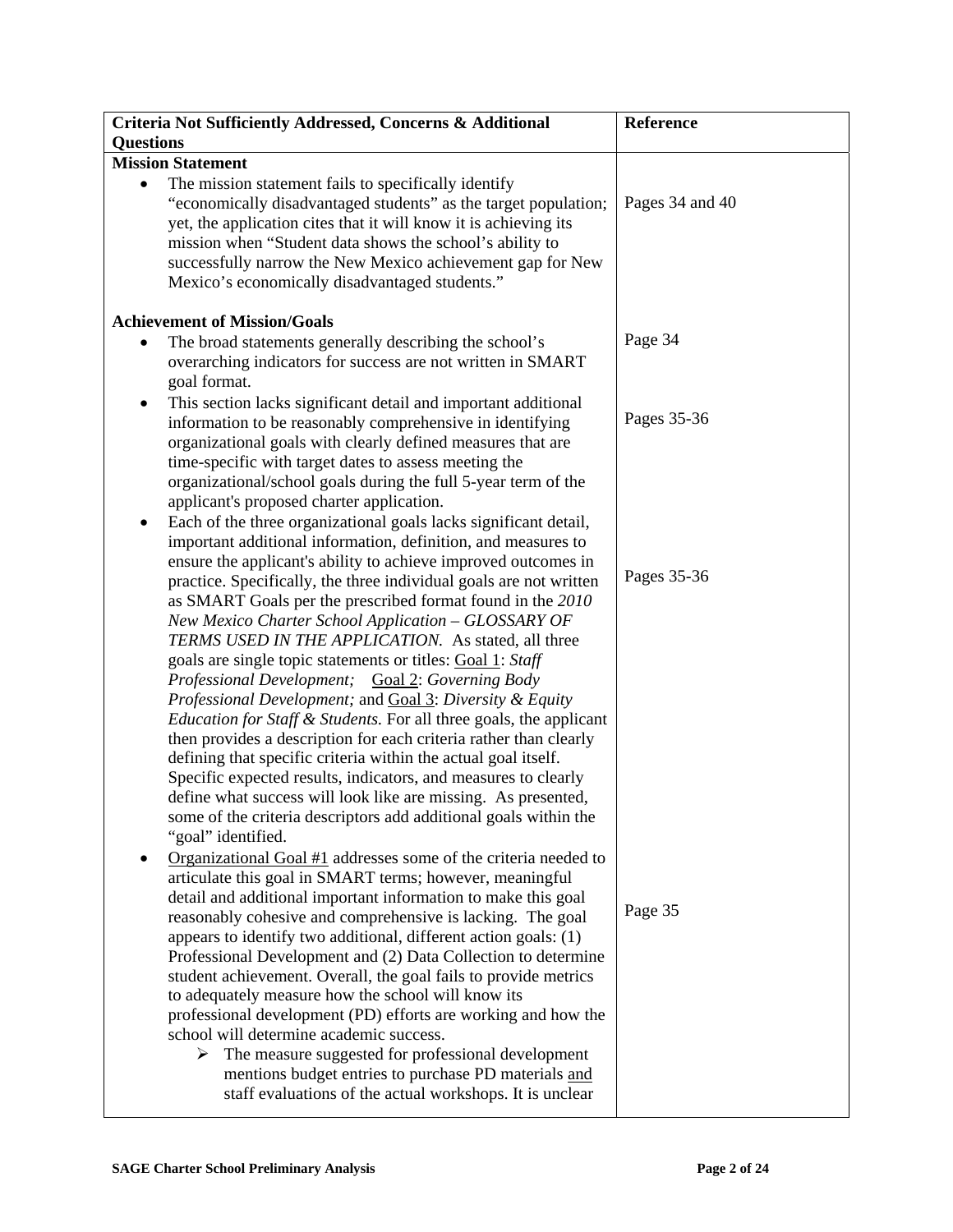| Criteria Not Sufficiently Addressed, Concerns & Additional Questions | Reference |
|---|---|
| **Mission Statement**<br>• The mission statement fails to specifically identify "economically disadvantaged students" as the target population; yet, the application cites that it will know it is achieving its mission when "Student data shows the school's ability to successfully narrow the New Mexico achievement gap for New Mexico's economically disadvantaged students." | Pages 34 and 40 |
| **Achievement of Mission/Goals**<br>• The broad statements generally describing the school's overarching indicators for success are not written in SMART goal format. | Page 34 |
| • This section lacks significant detail and important additional information to be reasonably comprehensive in identifying organizational goals with clearly defined measures that are time-specific with target dates to assess meeting the organizational/school goals during the full 5-year term of the applicant's proposed charter application. | Pages 35-36 |
| • Each of the three organizational goals lacks significant detail, important additional information, definition, and measures to ensure the applicant's ability to achieve improved outcomes in practice. Specifically, the three individual goals are not written as SMART Goals per the prescribed format found in the *2010 New Mexico Charter School Application – GLOSSARY OF TERMS USED IN THE APPLICATION.* As stated, all three goals are single topic statements or titles: <u>Goal 1</u>: *Staff Professional Development;* <u>Goal 2</u>: *Governing Body Professional Development;* and <u>Goal 3</u>: *Diversity & Equity Education for Staff & Students.* For all three goals, the applicant then provides a description for each criteria rather than clearly defining that specific criteria within the actual goal itself. Specific expected results, indicators, and measures to clearly define what success will look like are missing. As presented, some of the criteria descriptors add additional goals within the "goal" identified. | Pages 35-36 |
| • <u>Organizational Goal #1</u> addresses some of the criteria needed to articulate this goal in SMART terms; however, meaningful detail and additional important information to make this goal reasonably cohesive and comprehensive is lacking. The goal appears to identify two additional, different action goals: (1) Professional Development and (2) Data Collection to determine student achievement. Overall, the goal fails to provide metrics to adequately measure how the school will know its professional development (PD) efforts are working and how the school will determine academic success.<br>  ➢ The measure suggested for professional development mentions budget entries to purchase PD materials <u>and</u> staff evaluations of the actual workshops. It is unclear | Page 35 |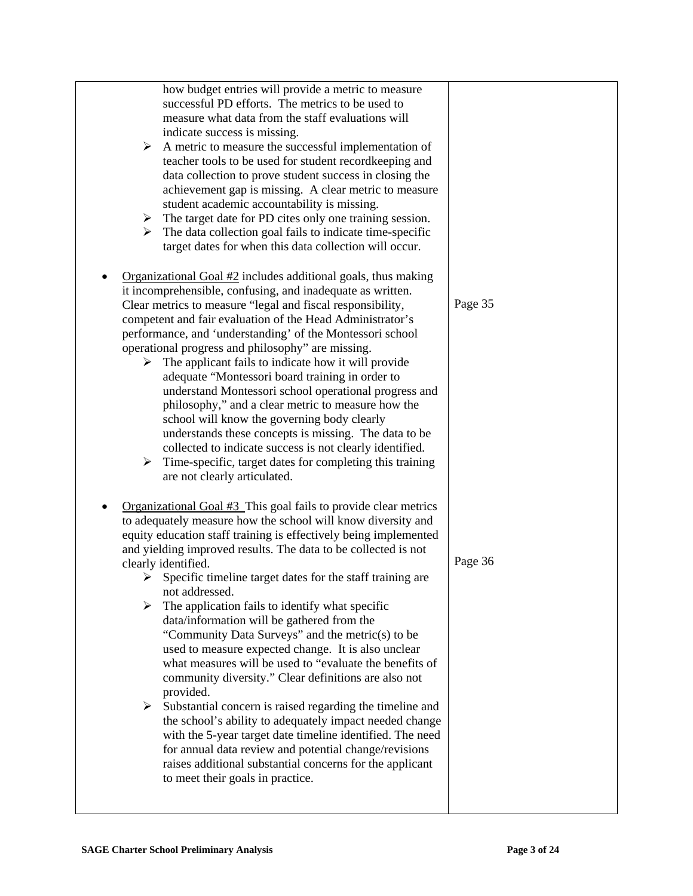| | |
|---|---|
| how budget entries will provide a metric to measure successful PD efforts. The metrics to be used to measure what data from the staff evaluations will indicate success is missing.<br>➢ A metric to measure the successful implementation of teacher tools to be used for student recordkeeping and data collection to prove student success in closing the achievement gap is missing. A clear metric to measure student academic accountability is missing.<br>➢ The target date for PD cites only one training session.<br>➢ The data collection goal fails to indicate time-specific target dates for when this data collection will occur. | |
| • Organizational Goal #2 includes additional goals, thus making it incomprehensible, confusing, and inadequate as written. Clear metrics to measure "legal and fiscal responsibility, competent and fair evaluation of the Head Administrator's performance, and 'understanding' of the Montessori school operational progress and philosophy" are missing.<br>➢ The applicant fails to indicate how it will provide adequate "Montessori board training in order to understand Montessori school operational progress and philosophy," and a clear metric to measure how the school will know the governing body clearly understands these concepts is missing. The data to be collected to indicate success is not clearly identified.<br>➢ Time-specific, target dates for completing this training are not clearly articulated. | Page 35 |
| • Organizational Goal #3 This goal fails to provide clear metrics to adequately measure how the school will know diversity and equity education staff training is effectively being implemented and yielding improved results. The data to be collected is not clearly identified.<br>➢ Specific timeline target dates for the staff training are not addressed.<br>➢ The application fails to identify what specific data/information will be gathered from the "Community Data Surveys" and the metric(s) to be used to measure expected change. It is also unclear what measures will be used to "evaluate the benefits of community diversity." Clear definitions are also not provided.<br>➢ Substantial concern is raised regarding the timeline and the school's ability to adequately impact needed change with the 5-year target date timeline identified. The need for annual data review and potential change/revisions raises additional substantial concerns for the applicant to meet their goals in practice. | Page 36 |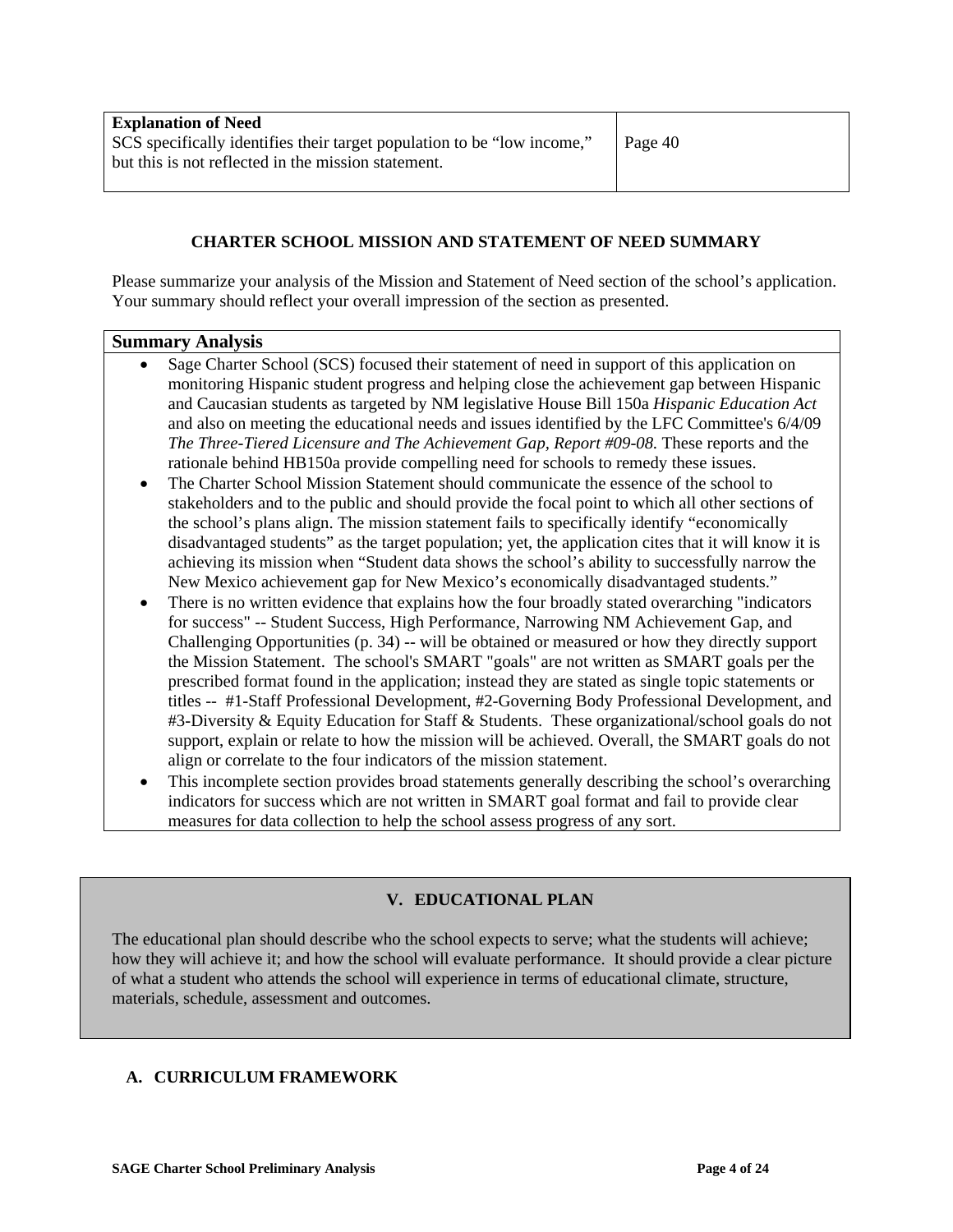| **Explanation of Need**<br>SCS specifically identifies their target population to be "low income," but this is not reflected in the mission statement. | Page 40 |
|---|---|

### CHARTER SCHOOL MISSION AND STATEMENT OF NEED SUMMARY

Please summarize your analysis of the Mission and Statement of Need section of the school's application. Your summary should reflect your overall impression of the section as presented.

**Summary Analysis**

- Sage Charter School (SCS) focused their statement of need in support of this application on monitoring Hispanic student progress and helping close the achievement gap between Hispanic and Caucasian students as targeted by NM legislative House Bill 150a *Hispanic Education Act* and also on meeting the educational needs and issues identified by the LFC Committee's 6/4/09 *The Three-Tiered Licensure and The Achievement Gap, Report #09-08.* These reports and the rationale behind HB150a provide compelling need for schools to remedy these issues.
- The Charter School Mission Statement should communicate the essence of the school to stakeholders and to the public and should provide the focal point to which all other sections of the school's plans align. The mission statement fails to specifically identify "economically disadvantaged students" as the target population; yet, the application cites that it will know it is achieving its mission when "Student data shows the school's ability to successfully narrow the New Mexico achievement gap for New Mexico's economically disadvantaged students."
- There is no written evidence that explains how the four broadly stated overarching "indicators for success" -- Student Success, High Performance, Narrowing NM Achievement Gap, and Challenging Opportunities (p. 34) -- will be obtained or measured or how they directly support the Mission Statement. The school's SMART "goals" are not written as SMART goals per the prescribed format found in the application; instead they are stated as single topic statements or titles -- #1-Staff Professional Development, #2-Governing Body Professional Development, and #3-Diversity & Equity Education for Staff & Students. These organizational/school goals do not support, explain or relate to how the mission will be achieved. Overall, the SMART goals do not align or correlate to the four indicators of the mission statement.
- This incomplete section provides broad statements generally describing the school's overarching indicators for success which are not written in SMART goal format and fail to provide clear measures for data collection to help the school assess progress of any sort.

## V. EDUCATIONAL PLAN

The educational plan should describe who the school expects to serve; what the students will achieve; how they will achieve it; and how the school will evaluate performance. It should provide a clear picture of what a student who attends the school will experience in terms of educational climate, structure, materials, schedule, assessment and outcomes.

### A. CURRICULUM FRAMEWORK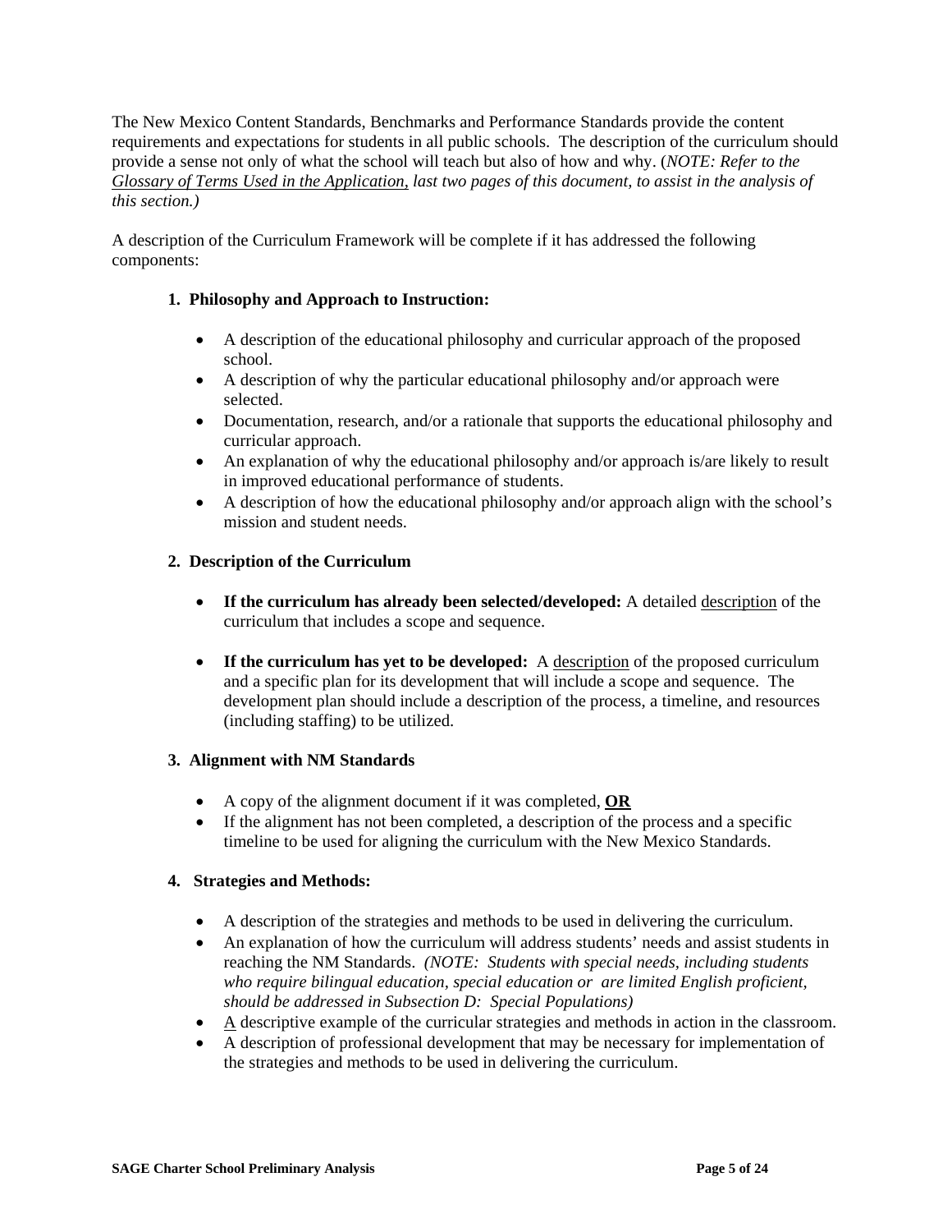The New Mexico Content Standards, Benchmarks and Performance Standards provide the content requirements and expectations for students in all public schools. The description of the curriculum should provide a sense not only of what the school will teach but also of how and why. (*NOTE: Refer to the <u>Glossary of Terms Used in the Application</u>, last two pages of this document, to assist in the analysis of this section.)*

A description of the Curriculum Framework will be complete if it has addressed the following components:

**1. Philosophy and Approach to Instruction:**

- A description of the educational philosophy and curricular approach of the proposed school.
- A description of why the particular educational philosophy and/or approach were selected.
- Documentation, research, and/or a rationale that supports the educational philosophy and curricular approach.
- An explanation of why the educational philosophy and/or approach is/are likely to result in improved educational performance of students.
- A description of how the educational philosophy and/or approach align with the school's mission and student needs.

**2. Description of the Curriculum**

- **If the curriculum has already been selected/developed:** A detailed <u>description</u> of the curriculum that includes a scope and sequence.

- **If the curriculum has yet to be developed:** A <u>description</u> of the proposed curriculum and a specific plan for its development that will include a scope and sequence. The development plan should include a description of the process, a timeline, and resources (including staffing) to be utilized.

**3. Alignment with NM Standards**

- A copy of the alignment document if it was completed, **<u>OR</u>**
- If the alignment has not been completed, a description of the process and a specific timeline to be used for aligning the curriculum with the New Mexico Standards.

**4. Strategies and Methods:**

- A description of the strategies and methods to be used in delivering the curriculum.
- An explanation of how the curriculum will address students' needs and assist students in reaching the NM Standards. *(NOTE: Students with special needs, including students who require bilingual education, special education or are limited English proficient, should be addressed in Subsection D: Special Populations)*
- <u>A</u> descriptive example of the curricular strategies and methods in action in the classroom.
- A description of professional development that may be necessary for implementation of the strategies and methods to be used in delivering the curriculum.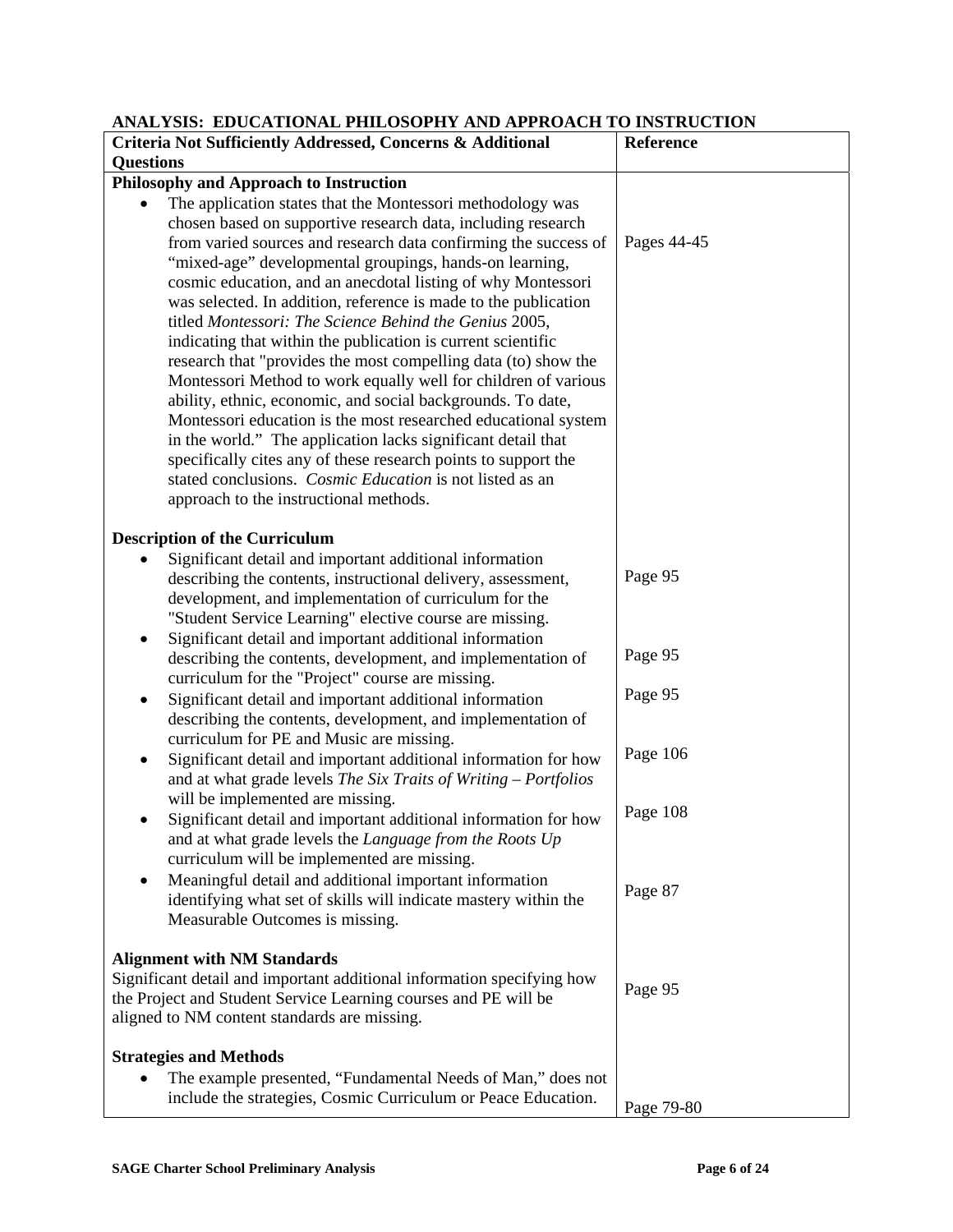## ANALYSIS: EDUCATIONAL PHILOSOPHY AND APPROACH TO INSTRUCTION

| Criteria Not Sufficiently Addressed, Concerns & Additional Questions | Reference |
|---|---|
| **Philosophy and Approach to Instruction** | |
| • The application states that the Montessori methodology was chosen based on supportive research data, including research from varied sources and research data confirming the success of "mixed-age" developmental groupings, hands-on learning, cosmic education, and an anecdotal listing of why Montessori was selected. In addition, reference is made to the publication titled *Montessori: The Science Behind the Genius* 2005, indicating that within the publication is current scientific research that "provides the most compelling data (to) show the Montessori Method to work equally well for children of various ability, ethnic, economic, and social backgrounds. To date, Montessori education is the most researched educational system in the world." The application lacks significant detail that specifically cites any of these research points to support the stated conclusions. *Cosmic Education* is not listed as an approach to the instructional methods. | Pages 44-45 |
| **Description of the Curriculum** | |
| • Significant detail and important additional information describing the contents, instructional delivery, assessment, development, and implementation of curriculum for the "Student Service Learning" elective course are missing. | Page 95 |
| • Significant detail and important additional information describing the contents, development, and implementation of curriculum for the "Project" course are missing. | Page 95 |
| • Significant detail and important additional information describing the contents, development, and implementation of curriculum for PE and Music are missing. | Page 95 |
| • Significant detail and important additional information for how and at what grade levels *The Six Traits of Writing – Portfolios* will be implemented are missing. | Page 106 |
| • Significant detail and important additional information for how and at what grade levels the *Language from the Roots Up* curriculum will be implemented are missing. | Page 108 |
| • Meaningful detail and additional important information identifying what set of skills will indicate mastery within the Measurable Outcomes is missing. | Page 87 |
| **Alignment with NM Standards**<br>Significant detail and important additional information specifying how the Project and Student Service Learning courses and PE will be aligned to NM content standards are missing. | Page 95 |
| **Strategies and Methods** | |
| • The example presented, "Fundamental Needs of Man," does not include the strategies, Cosmic Curriculum or Peace Education. | Page 79-80 |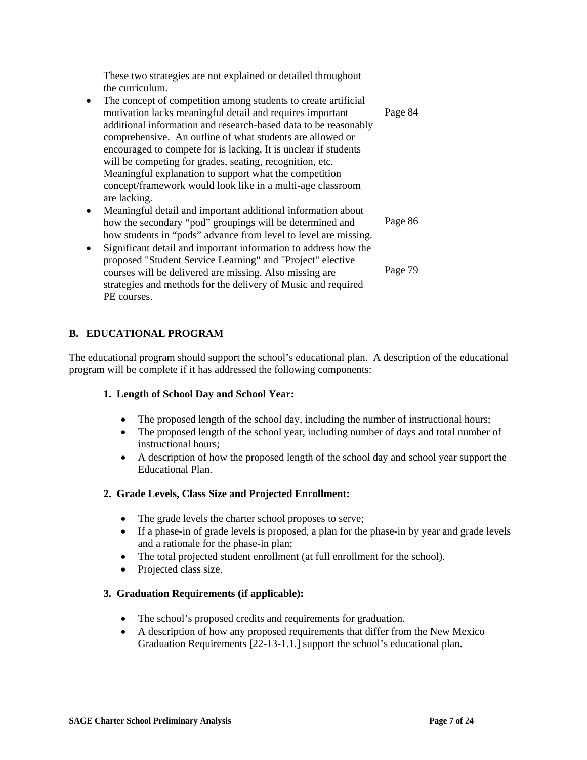| | |
|---|---|
| These two strategies are not explained or detailed throughout the curriculum.<br>• The concept of competition among students to create artificial motivation lacks meaningful detail and requires important additional information and research-based data to be reasonably comprehensive. An outline of what students are allowed or encouraged to compete for is lacking. It is unclear if students will be competing for grades, seating, recognition, etc. Meaningful explanation to support what the competition concept/framework would look like in a multi-age classroom are lacking. | Page 84 |
| • Meaningful detail and important additional information about how the secondary "pod" groupings will be determined and how students in "pods" advance from level to level are missing. | Page 86 |
| • Significant detail and important information to address how the proposed "Student Service Learning" and "Project" elective courses will be delivered are missing. Also missing are strategies and methods for the delivery of Music and required PE courses. | Page 79 |

## B. EDUCATIONAL PROGRAM

The educational program should support the school's educational plan. A description of the educational program will be complete if it has addressed the following components:

### 1. Length of School Day and School Year:

- The proposed length of the school day, including the number of instructional hours;
- The proposed length of the school year, including number of days and total number of instructional hours;
- A description of how the proposed length of the school day and school year support the Educational Plan.

### 2. Grade Levels, Class Size and Projected Enrollment:

- The grade levels the charter school proposes to serve;
- If a phase-in of grade levels is proposed, a plan for the phase-in by year and grade levels and a rationale for the phase-in plan;
- The total projected student enrollment (at full enrollment for the school).
- Projected class size.

### 3. Graduation Requirements (if applicable):

- The school's proposed credits and requirements for graduation.
- A description of how any proposed requirements that differ from the New Mexico Graduation Requirements [22-13-1.1.] support the school's educational plan.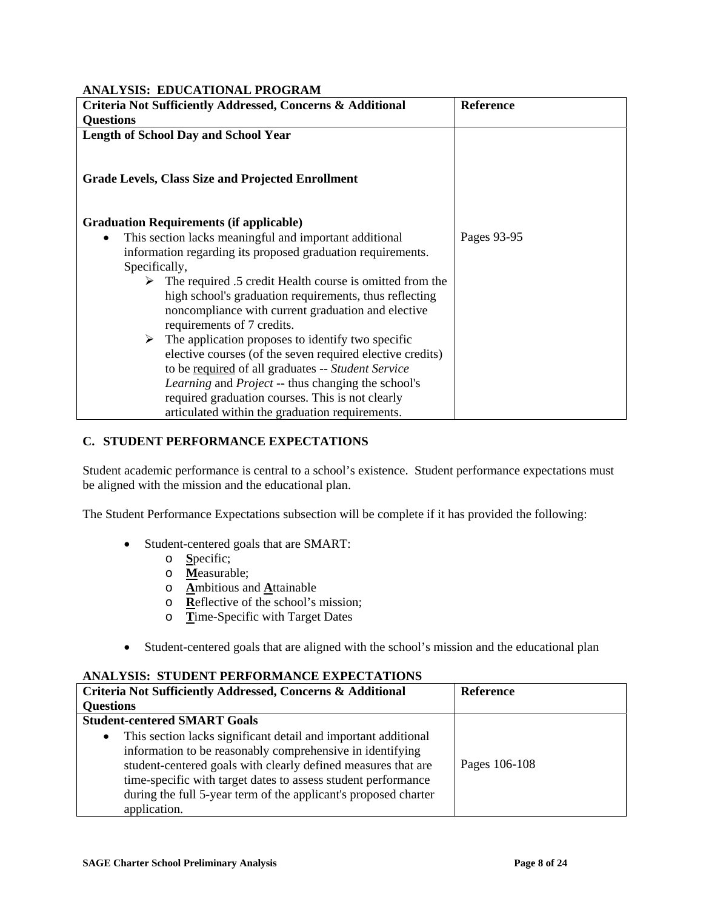**ANALYSIS: EDUCATIONAL PROGRAM**

| Criteria Not Sufficiently Addressed, Concerns & Additional Questions | Reference |
|---|---|
| **Length of School Day and School Year** | |
| **Grade Levels, Class Size and Projected Enrollment** | |
| **Graduation Requirements (if applicable)**<br>• This section lacks meaningful and important additional information regarding its proposed graduation requirements. Specifically,<br>➢ The required .5 credit Health course is omitted from the high school's graduation requirements, thus reflecting noncompliance with current graduation and elective requirements of 7 credits.<br>➢ The application proposes to identify two specific elective courses (of the seven required elective credits) to be <u>required</u> of all graduates -- *Student Service Learning* and *Project* -- thus changing the school's required graduation courses. This is not clearly articulated within the graduation requirements. | Pages 93-95 |

## C. STUDENT PERFORMANCE EXPECTATIONS

Student academic performance is central to a school's existence. Student performance expectations must be aligned with the mission and the educational plan.

The Student Performance Expectations subsection will be complete if it has provided the following:

- Student-centered goals that are SMART:
  - **S**pecific;
  - **M**easurable;
  - **A**mbitious and **A**ttainable
  - **R**eflective of the school's mission;
  - **T**ime-Specific with Target Dates
- Student-centered goals that are aligned with the school's mission and the educational plan

**ANALYSIS: STUDENT PERFORMANCE EXPECTATIONS**

| Criteria Not Sufficiently Addressed, Concerns & Additional Questions | Reference |
|---|---|
| **Student-centered SMART Goals**<br>• This section lacks significant detail and important additional information to be reasonably comprehensive in identifying student-centered goals with clearly defined measures that are time-specific with target dates to assess student performance during the full 5-year term of the applicant's proposed charter application. | Pages 106-108 |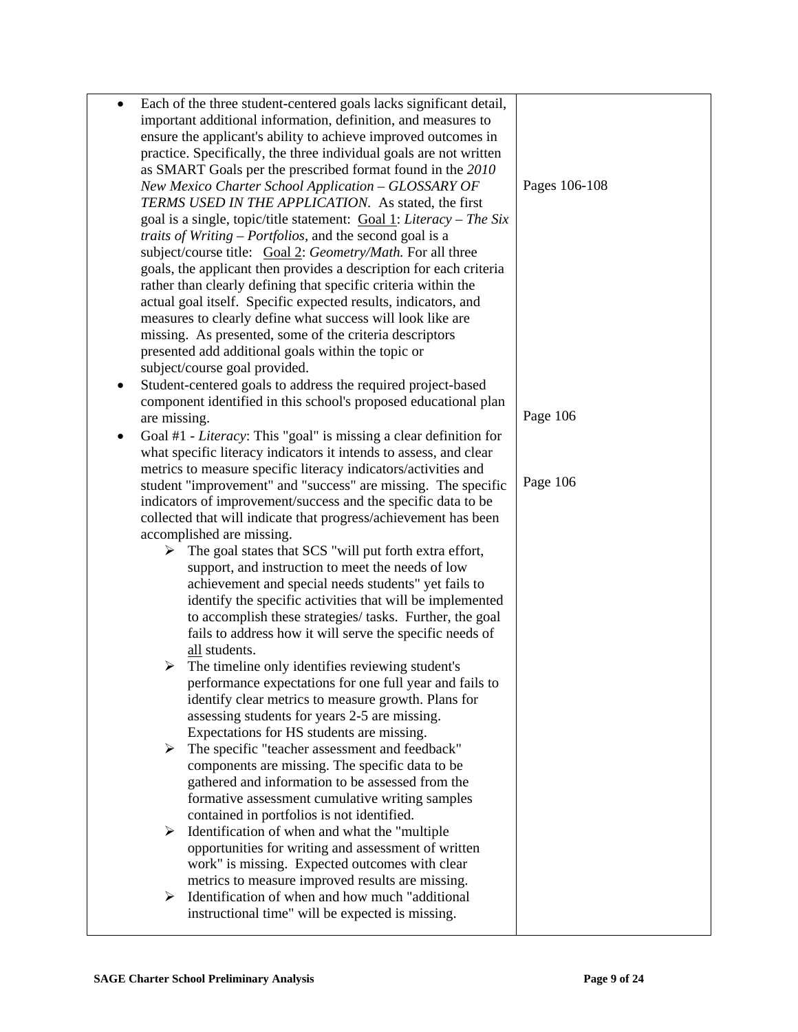| | |
|---|---|
| • Each of the three student-centered goals lacks significant detail, important additional information, definition, and measures to ensure the applicant's ability to achieve improved outcomes in practice. Specifically, the three individual goals are not written as SMART Goals per the prescribed format found in the *2010 New Mexico Charter School Application – GLOSSARY OF TERMS USED IN THE APPLICATION*. As stated, the first goal is a single, topic/title statement: <u>Goal 1</u>: *Literacy – The Six traits of Writing – Portfolios*, and the second goal is a subject/course title: <u>Goal 2</u>: *Geometry/Math.* For all three goals, the applicant then provides a description for each criteria rather than clearly defining that specific criteria within the actual goal itself. Specific expected results, indicators, and measures to clearly define what success will look like are missing. As presented, some of the criteria descriptors presented add additional goals within the topic or subject/course goal provided. | Pages 106-108 |
| • Student-centered goals to address the required project-based component identified in this school's proposed educational plan are missing. | Page 106 |
| • Goal #1 - *Literacy*: This "goal" is missing a clear definition for what specific literacy indicators it intends to assess, and clear metrics to measure specific literacy indicators/activities and student "improvement" and "success" are missing. The specific indicators of improvement/success and the specific data to be collected that will indicate that progress/achievement has been accomplished are missing.<br>➢ The goal states that SCS "will put forth extra effort, support, and instruction to meet the needs of low achievement and special needs students" yet fails to identify the specific activities that will be implemented to accomplish these strategies/ tasks. Further, the goal fails to address how it will serve the specific needs of <u>all</u> students.<br>➢ The timeline only identifies reviewing student's performance expectations for one full year and fails to identify clear metrics to measure growth. Plans for assessing students for years 2-5 are missing. Expectations for HS students are missing.<br>➢ The specific "teacher assessment and feedback" components are missing. The specific data to be gathered and information to be assessed from the formative assessment cumulative writing samples contained in portfolios is not identified.<br>➢ Identification of when and what the "multiple opportunities for writing and assessment of written work" is missing. Expected outcomes with clear metrics to measure improved results are missing.<br>➢ Identification of when and how much "additional instructional time" will be expected is missing. | Page 106 |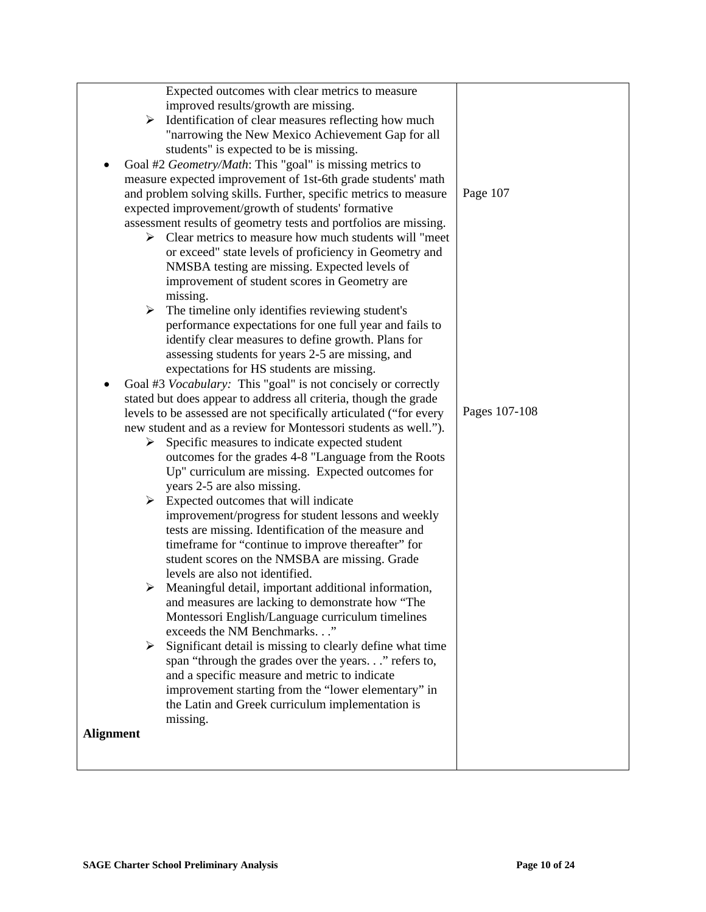| | |
|---|---|
| Expected outcomes with clear metrics to measure improved results/growth are missing.<br>➢ Identification of clear measures reflecting how much "narrowing the New Mexico Achievement Gap for all students" is expected to be is missing.<br>• Goal #2 *Geometry/Math*: This "goal" is missing metrics to measure expected improvement of 1st-6th grade students' math and problem solving skills. Further, specific metrics to measure expected improvement/growth of students' formative assessment results of geometry tests and portfolios are missing.<br>➢ Clear metrics to measure how much students will "meet or exceed" state levels of proficiency in Geometry and NMSBA testing are missing. Expected levels of improvement of student scores in Geometry are missing.<br>➢ The timeline only identifies reviewing student's performance expectations for one full year and fails to identify clear measures to define growth. Plans for assessing students for years 2-5 are missing, and expectations for HS students are missing.<br>• Goal #3 *Vocabulary:* This "goal" is not concisely or correctly stated but does appear to address all criteria, though the grade levels to be assessed are not specifically articulated ("for every new student and as a review for Montessori students as well.").<br>➢ Specific measures to indicate expected student outcomes for the grades 4-8 "Language from the Roots Up" curriculum are missing. Expected outcomes for years 2-5 are also missing.<br>➢ Expected outcomes that will indicate improvement/progress for student lessons and weekly tests are missing. Identification of the measure and timeframe for "continue to improve thereafter" for student scores on the NMSBA are missing. Grade levels are also not identified.<br>➢ Meaningful detail, important additional information, and measures are lacking to demonstrate how "The Montessori English/Language curriculum timelines exceeds the NM Benchmarks. . ."<br>➢ Significant detail is missing to clearly define what time span "through the grades over the years. . ." refers to, and a specific measure and metric to indicate improvement starting from the "lower elementary" in the Latin and Greek curriculum implementation is missing.<br>**Alignment** | Page 107<br><br><br><br><br><br><br><br>Pages 107-108 |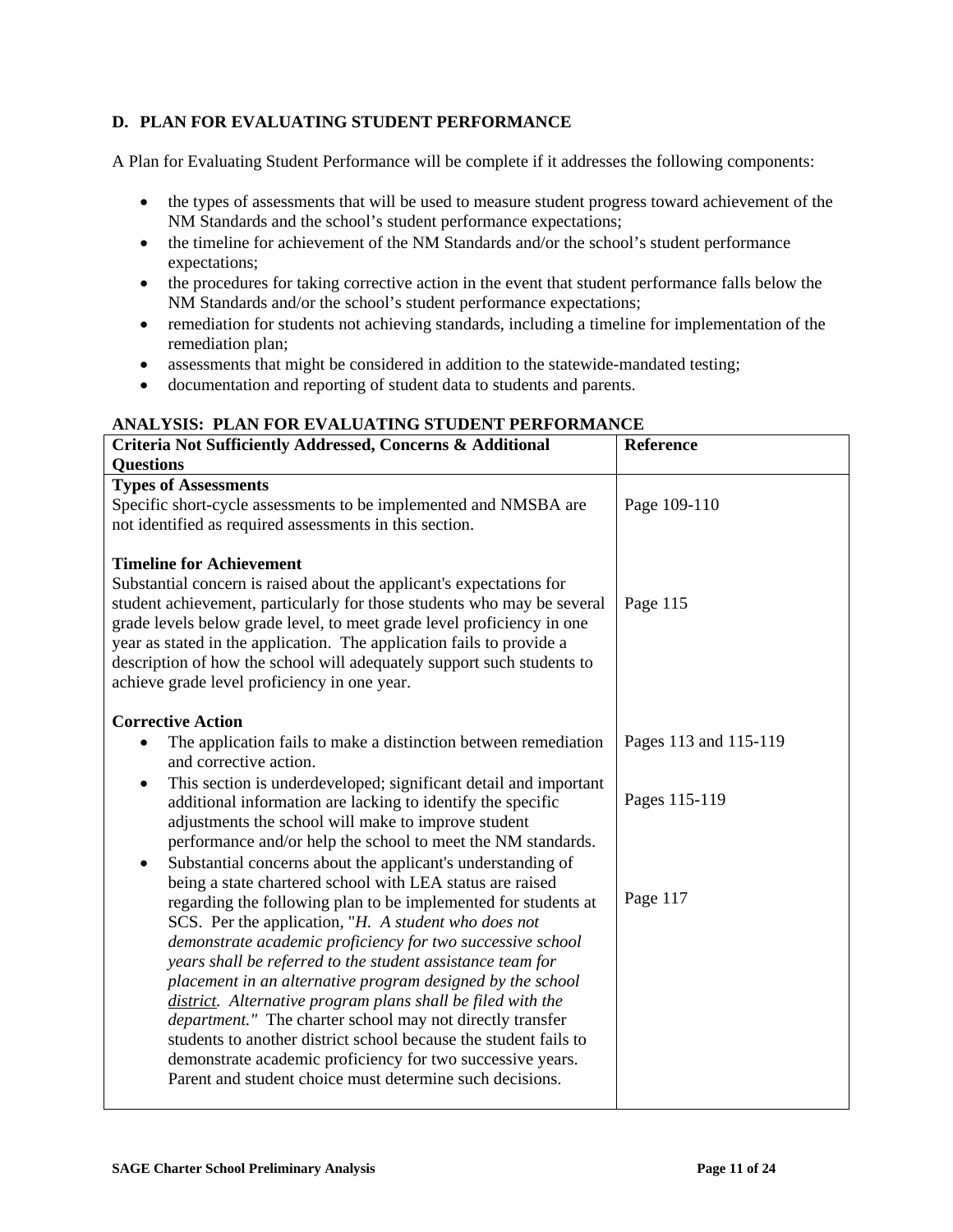## D. PLAN FOR EVALUATING STUDENT PERFORMANCE

A Plan for Evaluating Student Performance will be complete if it addresses the following components:

- the types of assessments that will be used to measure student progress toward achievement of the NM Standards and the school's student performance expectations;
- the timeline for achievement of the NM Standards and/or the school's student performance expectations;
- the procedures for taking corrective action in the event that student performance falls below the NM Standards and/or the school's student performance expectations;
- remediation for students not achieving standards, including a timeline for implementation of the remediation plan;
- assessments that might be considered in addition to the statewide-mandated testing;
- documentation and reporting of student data to students and parents.

**ANALYSIS: PLAN FOR EVALUATING STUDENT PERFORMANCE**

| Criteria Not Sufficiently Addressed, Concerns & Additional Questions | Reference |
|---|---|
| **Types of Assessments**<br>Specific short-cycle assessments to be implemented and NMSBA are not identified as required assessments in this section. | Page 109-110 |
| **Timeline for Achievement**<br>Substantial concern is raised about the applicant's expectations for student achievement, particularly for those students who may be several grade levels below grade level, to meet grade level proficiency in one year as stated in the application. The application fails to provide a description of how the school will adequately support such students to achieve grade level proficiency in one year. | Page 115 |
| **Corrective Action**<br>• The application fails to make a distinction between remediation and corrective action. | Pages 113 and 115-119 |
| • This section is underdeveloped; significant detail and important additional information are lacking to identify the specific adjustments the school will make to improve student performance and/or help the school to meet the NM standards. | Pages 115-119 |
| • Substantial concerns about the applicant's understanding of being a state chartered school with LEA status are raised regarding the following plan to be implemented for students at SCS. Per the application, "*H. A student who does not demonstrate academic proficiency for two successive school years shall be referred to the student assistance team for placement in an alternative program designed by the school <u>district</u>. Alternative program plans shall be filed with the department.*" The charter school may not directly transfer students to another district school because the student fails to demonstrate academic proficiency for two successive years. Parent and student choice must determine such decisions. | Page 117 |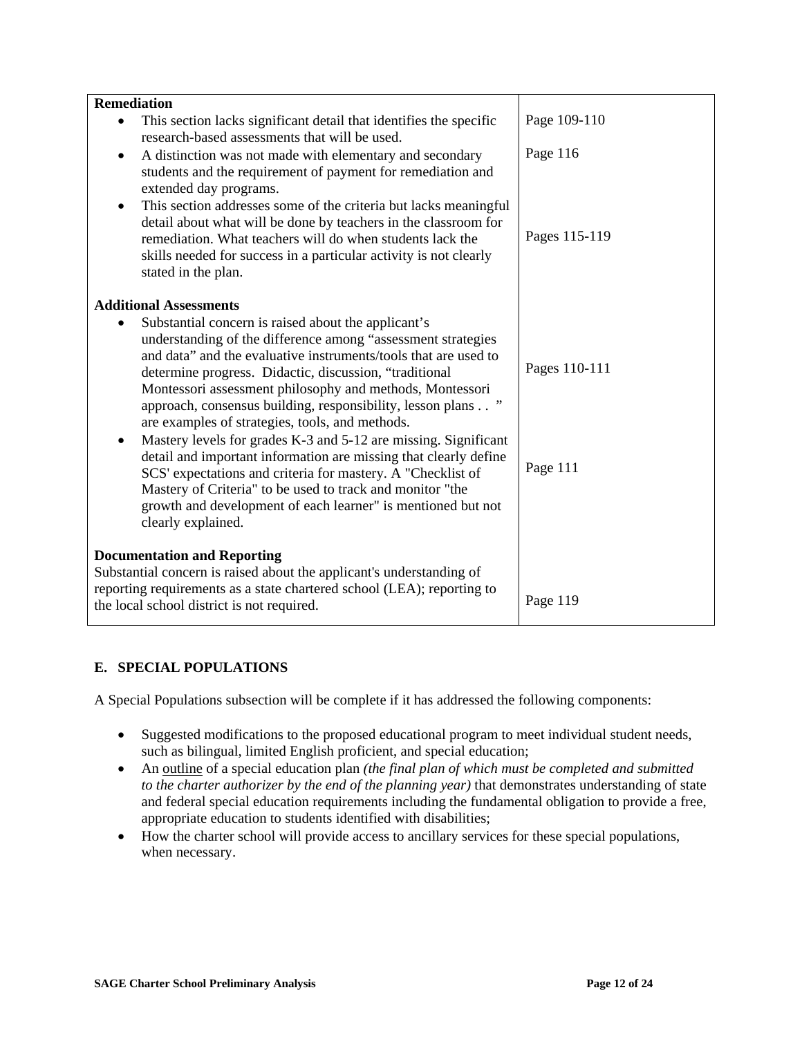| | |
|---|---|
| **Remediation**<br>• This section lacks significant detail that identifies the specific research-based assessments that will be used.<br>• A distinction was not made with elementary and secondary students and the requirement of payment for remediation and extended day programs.<br>• This section addresses some of the criteria but lacks meaningful detail about what will be done by teachers in the classroom for remediation. What teachers will do when students lack the skills needed for success in a particular activity is not clearly stated in the plan. | Page 109-110<br><br>Page 116<br><br>Pages 115-119 |
| **Additional Assessments**<br>• Substantial concern is raised about the applicant's understanding of the difference among "assessment strategies and data" and the evaluative instruments/tools that are used to determine progress. Didactic, discussion, "traditional Montessori assessment philosophy and methods, Montessori approach, consensus building, responsibility, lesson plans . . " are examples of strategies, tools, and methods.<br>• Mastery levels for grades K-3 and 5-12 are missing. Significant detail and important information are missing that clearly define SCS' expectations and criteria for mastery. A "Checklist of Mastery of Criteria" to be used to track and monitor "the growth and development of each learner" is mentioned but not clearly explained. | Pages 110-111<br><br>Page 111 |
| **Documentation and Reporting**<br>Substantial concern is raised about the applicant's understanding of reporting requirements as a state chartered school (LEA); reporting to the local school district is not required. | Page 119 |

## E. SPECIAL POPULATIONS

A Special Populations subsection will be complete if it has addressed the following components:

- Suggested modifications to the proposed educational program to meet individual student needs, such as bilingual, limited English proficient, and special education;
- An <u>outline</u> of a special education plan *(the final plan of which must be completed and submitted to the charter authorizer by the end of the planning year)* that demonstrates understanding of state and federal special education requirements including the fundamental obligation to provide a free, appropriate education to students identified with disabilities;
- How the charter school will provide access to ancillary services for these special populations, when necessary.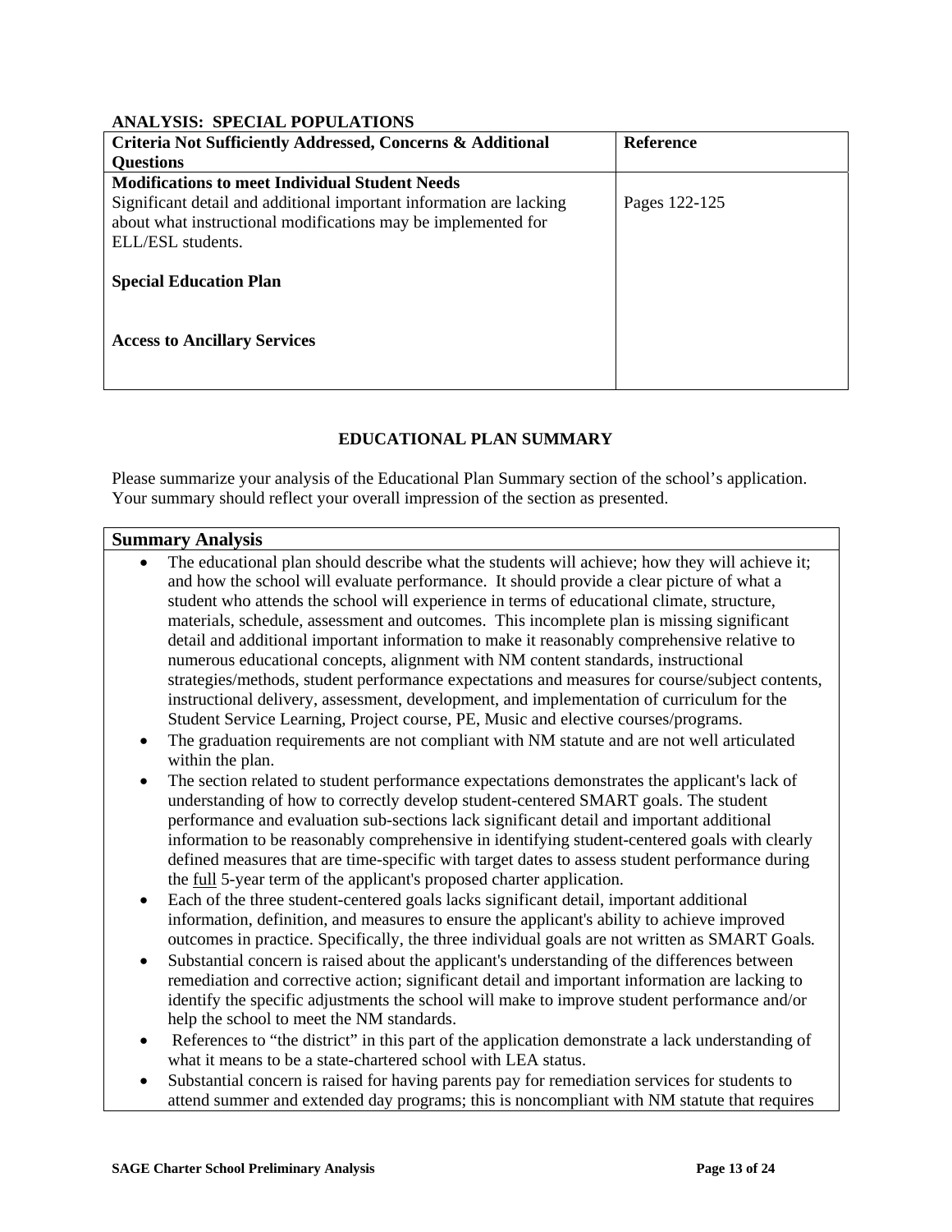**ANALYSIS: SPECIAL POPULATIONS**

| Criteria Not Sufficiently Addressed, Concerns & Additional Questions | Reference |
|---|---|
| **Modifications to meet Individual Student Needs**<br>Significant detail and additional important information are lacking about what instructional modifications may be implemented for ELL/ESL students.<br><br>**Special Education Plan**<br><br>**Access to Ancillary Services** | Pages 122-125 |

## EDUCATIONAL PLAN SUMMARY

Please summarize your analysis of the Educational Plan Summary section of the school's application. Your summary should reflect your overall impression of the section as presented.

**Summary Analysis**

- The educational plan should describe what the students will achieve; how they will achieve it; and how the school will evaluate performance. It should provide a clear picture of what a student who attends the school will experience in terms of educational climate, structure, materials, schedule, assessment and outcomes. This incomplete plan is missing significant detail and additional important information to make it reasonably comprehensive relative to numerous educational concepts, alignment with NM content standards, instructional strategies/methods, student performance expectations and measures for course/subject contents, instructional delivery, assessment, development, and implementation of curriculum for the Student Service Learning, Project course, PE, Music and elective courses/programs.
- The graduation requirements are not compliant with NM statute and are not well articulated within the plan.
- The section related to student performance expectations demonstrates the applicant's lack of understanding of how to correctly develop student-centered SMART goals. The student performance and evaluation sub-sections lack significant detail and important additional information to be reasonably comprehensive in identifying student-centered goals with clearly defined measures that are time-specific with target dates to assess student performance during the <u>full</u> 5-year term of the applicant's proposed charter application.
- Each of the three student-centered goals lacks significant detail, important additional information, definition, and measures to ensure the applicant's ability to achieve improved outcomes in practice. Specifically, the three individual goals are not written as SMART Goals.
- Substantial concern is raised about the applicant's understanding of the differences between remediation and corrective action; significant detail and important information are lacking to identify the specific adjustments the school will make to improve student performance and/or help the school to meet the NM standards.
- References to "the district" in this part of the application demonstrate a lack understanding of what it means to be a state-chartered school with LEA status.
- Substantial concern is raised for having parents pay for remediation services for students to attend summer and extended day programs; this is noncompliant with NM statute that requires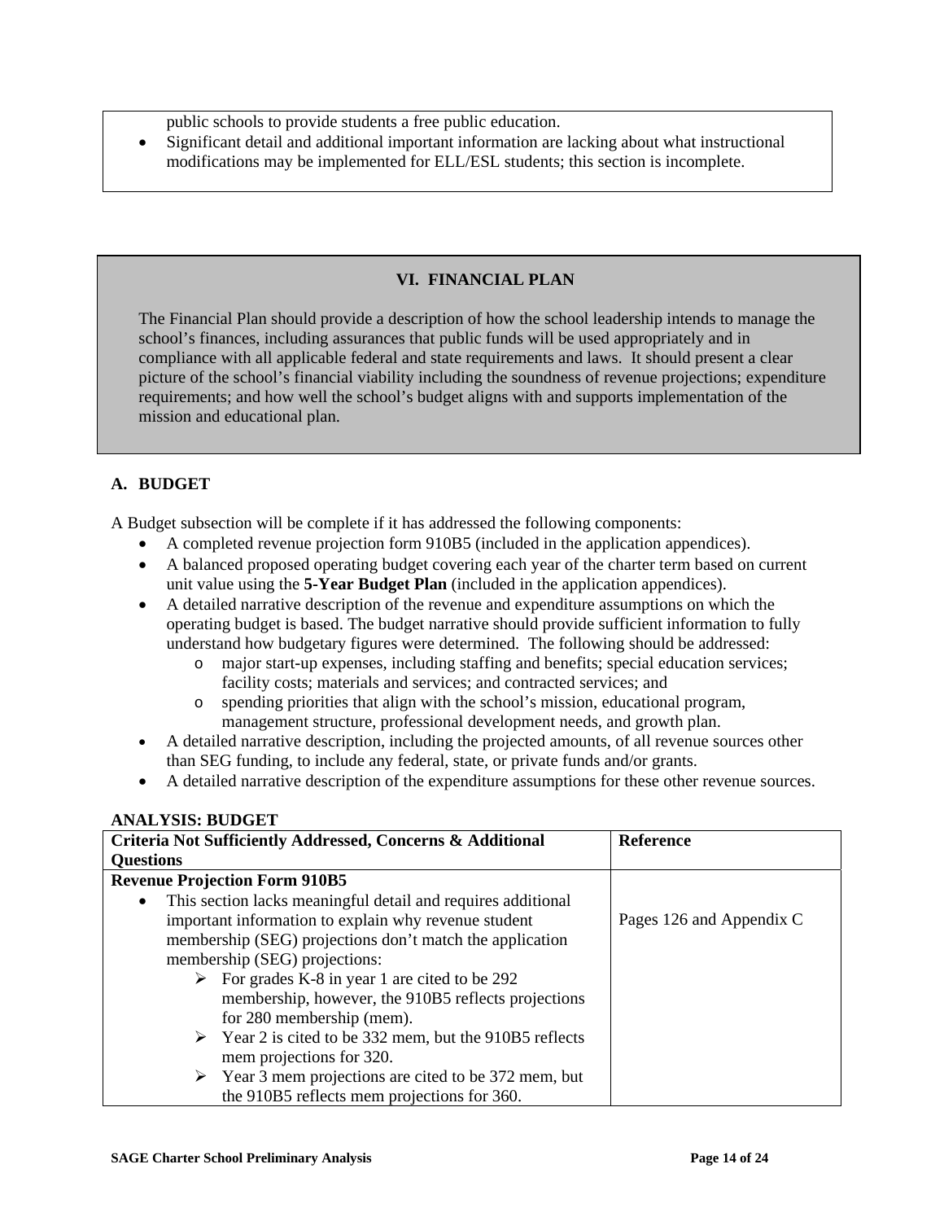public schools to provide students a free public education.

- Significant detail and additional important information are lacking about what instructional modifications may be implemented for ELL/ESL students; this section is incomplete.

## VI. FINANCIAL PLAN

The Financial Plan should provide a description of how the school leadership intends to manage the school's finances, including assurances that public funds will be used appropriately and in compliance with all applicable federal and state requirements and laws. It should present a clear picture of the school's financial viability including the soundness of revenue projections; expenditure requirements; and how well the school's budget aligns with and supports implementation of the mission and educational plan.

### A. BUDGET

A Budget subsection will be complete if it has addressed the following components:

- A completed revenue projection form 910B5 (included in the application appendices).
- A balanced proposed operating budget covering each year of the charter term based on current unit value using the **5-Year Budget Plan** (included in the application appendices).
- A detailed narrative description of the revenue and expenditure assumptions on which the operating budget is based. The budget narrative should provide sufficient information to fully understand how budgetary figures were determined. The following should be addressed:
  - major start-up expenses, including staffing and benefits; special education services; facility costs; materials and services; and contracted services; and
  - spending priorities that align with the school's mission, educational program, management structure, professional development needs, and growth plan.
- A detailed narrative description, including the projected amounts, of all revenue sources other than SEG funding, to include any federal, state, or private funds and/or grants.
- A detailed narrative description of the expenditure assumptions for these other revenue sources.

**ANALYSIS: BUDGET**

| Criteria Not Sufficiently Addressed, Concerns & Additional Questions | Reference |
|---|---|
| **Revenue Projection Form 910B5**<br>• This section lacks meaningful detail and requires additional important information to explain why revenue student membership (SEG) projections don't match the application membership (SEG) projections:<br>➢ For grades K-8 in year 1 are cited to be 292 membership, however, the 910B5 reflects projections for 280 membership (mem).<br>➢ Year 2 is cited to be 332 mem, but the 910B5 reflects mem projections for 320.<br>➢ Year 3 mem projections are cited to be 372 mem, but the 910B5 reflects mem projections for 360. | Pages 126 and Appendix C |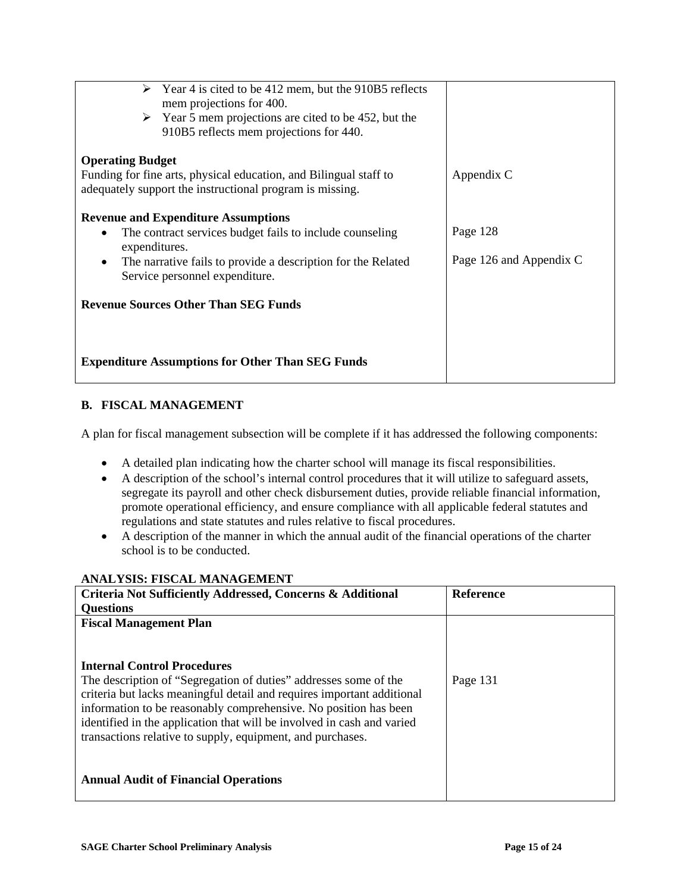| | |
|---|---|
| ➢ Year 4 is cited to be 412 mem, but the 910B5 reflects mem projections for 400.<br>➢ Year 5 mem projections are cited to be 452, but the 910B5 reflects mem projections for 440. | |
| **Operating Budget**<br>Funding for fine arts, physical education, and Bilingual staff to adequately support the instructional program is missing. | Appendix C |
| **Revenue and Expenditure Assumptions**<br>• The contract services budget fails to include counseling expenditures.<br>• The narrative fails to provide a description for the Related Service personnel expenditure. | Page 128<br><br>Page 126 and Appendix C |
| **Revenue Sources Other Than SEG Funds** | |
| **Expenditure Assumptions for Other Than SEG Funds** | |

## B. FISCAL MANAGEMENT

A plan for fiscal management subsection will be complete if it has addressed the following components:

- A detailed plan indicating how the charter school will manage its fiscal responsibilities.
- A description of the school's internal control procedures that it will utilize to safeguard assets, segregate its payroll and other check disbursement duties, provide reliable financial information, promote operational efficiency, and ensure compliance with all applicable federal statutes and regulations and state statutes and rules relative to fiscal procedures.
- A description of the manner in which the annual audit of the financial operations of the charter school is to be conducted.

**ANALYSIS: FISCAL MANAGEMENT**

| Criteria Not Sufficiently Addressed, Concerns & Additional Questions | Reference |
|---|---|
| **Fiscal Management Plan** | |
| **Internal Control Procedures**<br>The description of "Segregation of duties" addresses some of the criteria but lacks meaningful detail and requires important additional information to be reasonably comprehensive. No position has been identified in the application that will be involved in cash and varied transactions relative to supply, equipment, and purchases. | Page 131 |
| **Annual Audit of Financial Operations** | |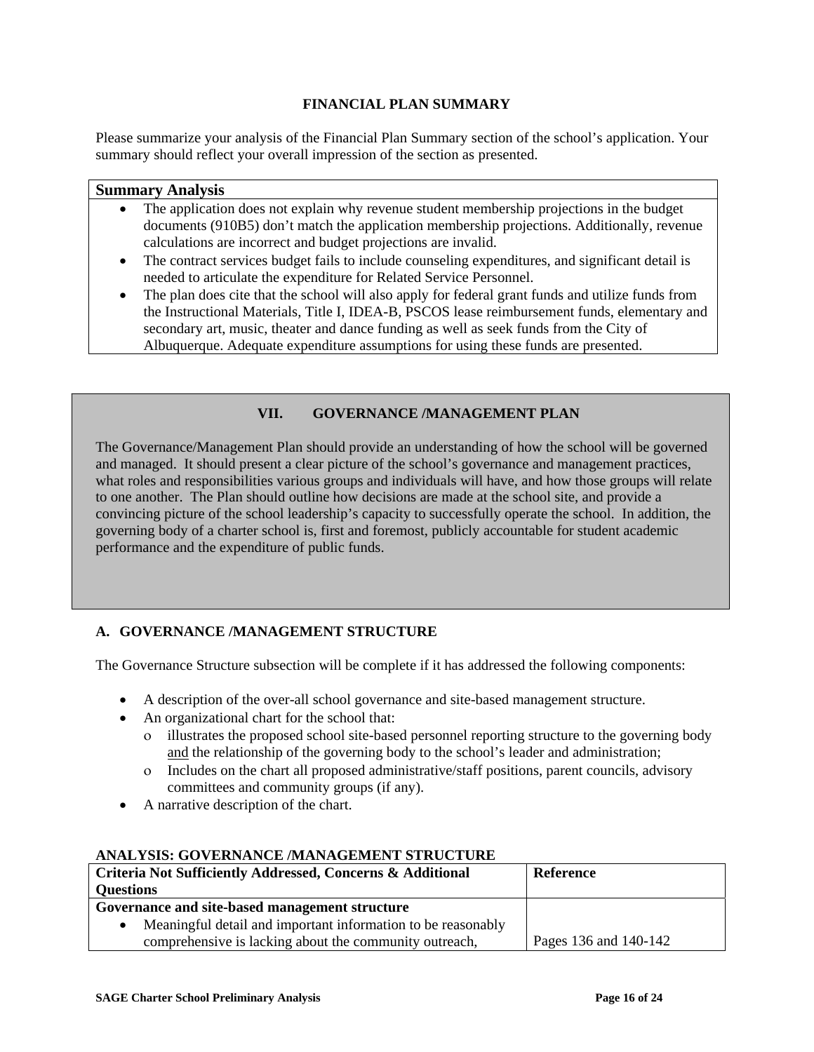### FINANCIAL PLAN SUMMARY

Please summarize your analysis of the Financial Plan Summary section of the school's application. Your summary should reflect your overall impression of the section as presented.

| Summary Analysis |
|---|
| • The application does not explain why revenue student membership projections in the budget documents (910B5) don't match the application membership projections. Additionally, revenue calculations are incorrect and budget projections are invalid.<br>• The contract services budget fails to include counseling expenditures, and significant detail is needed to articulate the expenditure for Related Service Personnel.<br>• The plan does cite that the school will also apply for federal grant funds and utilize funds from the Instructional Materials, Title I, IDEA-B, PSCOS lease reimbursement funds, elementary and secondary art, music, theater and dance funding as well as seek funds from the City of Albuquerque. Adequate expenditure assumptions for using these funds are presented. |

## VII. GOVERNANCE /MANAGEMENT PLAN

The Governance/Management Plan should provide an understanding of how the school will be governed and managed. It should present a clear picture of the school's governance and management practices, what roles and responsibilities various groups and individuals will have, and how those groups will relate to one another. The Plan should outline how decisions are made at the school site, and provide a convincing picture of the school leadership's capacity to successfully operate the school. In addition, the governing body of a charter school is, first and foremost, publicly accountable for student academic performance and the expenditure of public funds.

### A. GOVERNANCE /MANAGEMENT STRUCTURE

The Governance Structure subsection will be complete if it has addressed the following components:

- A description of the over-all school governance and site-based management structure.
- An organizational chart for the school that:
  - illustrates the proposed school site-based personnel reporting structure to the governing body <u>and</u> the relationship of the governing body to the school's leader and administration;
  - Includes on the chart all proposed administrative/staff positions, parent councils, advisory committees and community groups (if any).
- A narrative description of the chart.

**ANALYSIS: GOVERNANCE /MANAGEMENT STRUCTURE**

| Criteria Not Sufficiently Addressed, Concerns & Additional Questions | Reference |
|---|---|
| **Governance and site-based management structure** | |
| • Meaningful detail and important information to be reasonably comprehensive is lacking about the community outreach, | Pages 136 and 140-142 |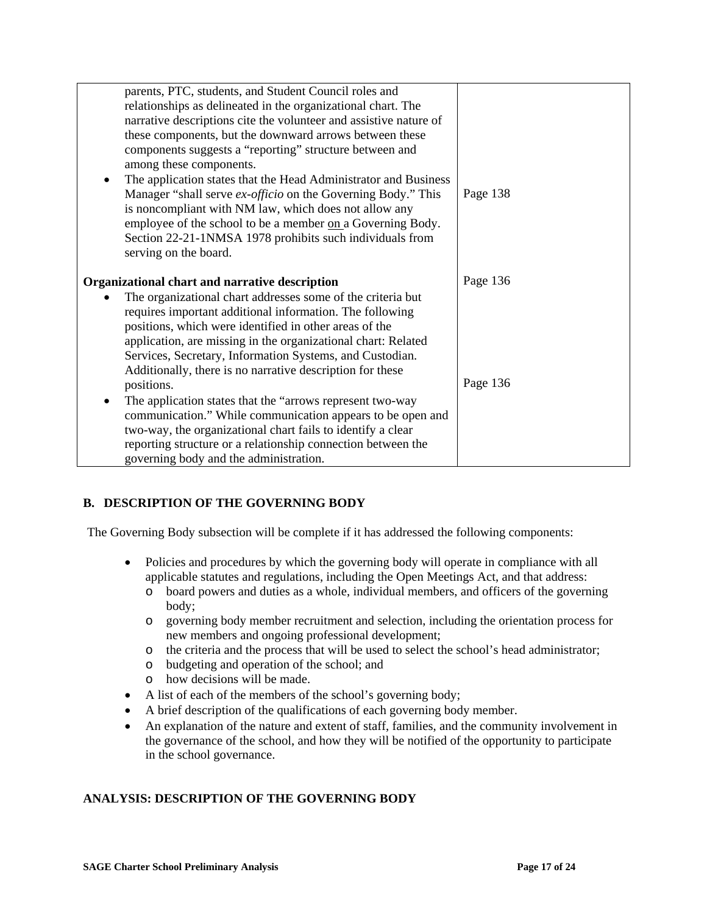| | |
|---|---|
| parents, PTC, students, and Student Council roles and relationships as delineated in the organizational chart. The narrative descriptions cite the volunteer and assistive nature of these components, but the downward arrows between these components suggests a "reporting" structure between and among these components.<br>• The application states that the Head Administrator and Business Manager "shall serve *ex-officio* on the Governing Body." This is noncompliant with NM law, which does not allow any employee of the school to be a member on a Governing Body. Section 22-21-1NMSA 1978 prohibits such individuals from serving on the board. | Page 138 |
| **Organizational chart and narrative description**<br>• The organizational chart addresses some of the criteria but requires important additional information. The following positions, which were identified in other areas of the application, are missing in the organizational chart: Related Services, Secretary, Information Systems, and Custodian. Additionally, there is no narrative description for these positions.<br>• The application states that the "arrows represent two-way communication." While communication appears to be open and two-way, the organizational chart fails to identify a clear reporting structure or a relationship connection between the governing body and the administration. | Page 136<br><br>Page 136 |

## B. DESCRIPTION OF THE GOVERNING BODY

The Governing Body subsection will be complete if it has addressed the following components:

- Policies and procedures by which the governing body will operate in compliance with all applicable statutes and regulations, including the Open Meetings Act, and that address:
  - board powers and duties as a whole, individual members, and officers of the governing body;
  - governing body member recruitment and selection, including the orientation process for new members and ongoing professional development;
  - the criteria and the process that will be used to select the school's head administrator;
  - budgeting and operation of the school; and
  - how decisions will be made.
- A list of each of the members of the school's governing body;
- A brief description of the qualifications of each governing body member.
- An explanation of the nature and extent of staff, families, and the community involvement in the governance of the school, and how they will be notified of the opportunity to participate in the school governance.

## ANALYSIS: DESCRIPTION OF THE GOVERNING BODY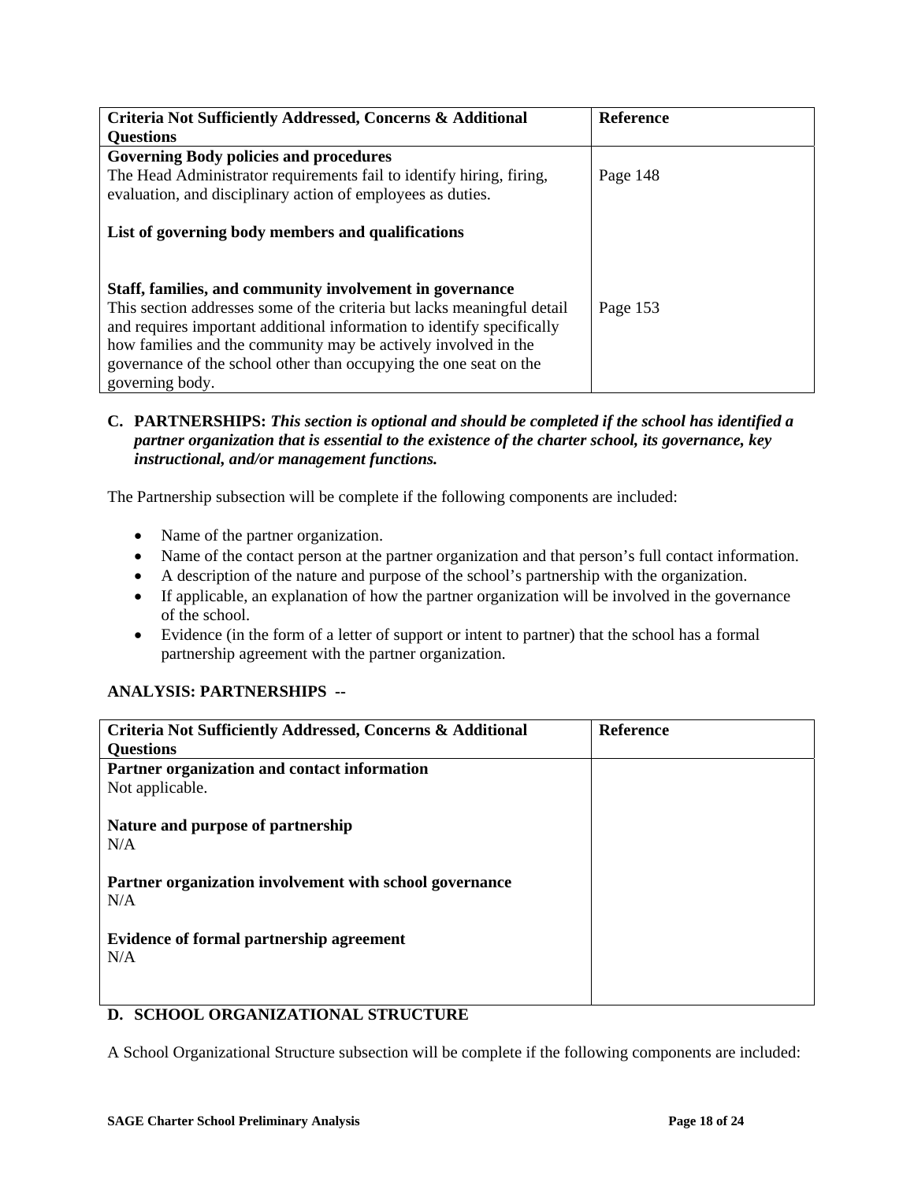| Criteria Not Sufficiently Addressed, Concerns & Additional Questions | Reference |
| --- | --- |
| **Governing Body policies and procedures**<br>The Head Administrator requirements fail to identify hiring, firing, evaluation, and disciplinary action of employees as duties.<br><br>**List of governing body members and qualifications** | Page 148 |
| **Staff, families, and community involvement in governance**<br>This section addresses some of the criteria but lacks meaningful detail and requires important additional information to identify specifically how families and the community may be actively involved in the governance of the school other than occupying the one seat on the governing body. | Page 153 |

**C. PARTNERSHIPS:** ***This section is optional and should be completed if the school has identified a partner organization that is essential to the existence of the charter school, its governance, key instructional, and/or management functions.***

The Partnership subsection will be complete if the following components are included:

- Name of the partner organization.
- Name of the contact person at the partner organization and that person's full contact information.
- A description of the nature and purpose of the school's partnership with the organization.
- If applicable, an explanation of how the partner organization will be involved in the governance of the school.
- Evidence (in the form of a letter of support or intent to partner) that the school has a formal partnership agreement with the partner organization.

**ANALYSIS: PARTNERSHIPS --**

| Criteria Not Sufficiently Addressed, Concerns & Additional Questions | Reference |
| --- | --- |
| **Partner organization and contact information**<br>Not applicable.<br><br>**Nature and purpose of partnership**<br>N/A<br><br>**Partner organization involvement with school governance**<br>N/A<br><br>**Evidence of formal partnership agreement**<br>N/A | |

**D. SCHOOL ORGANIZATIONAL STRUCTURE**

A School Organizational Structure subsection will be complete if the following components are included: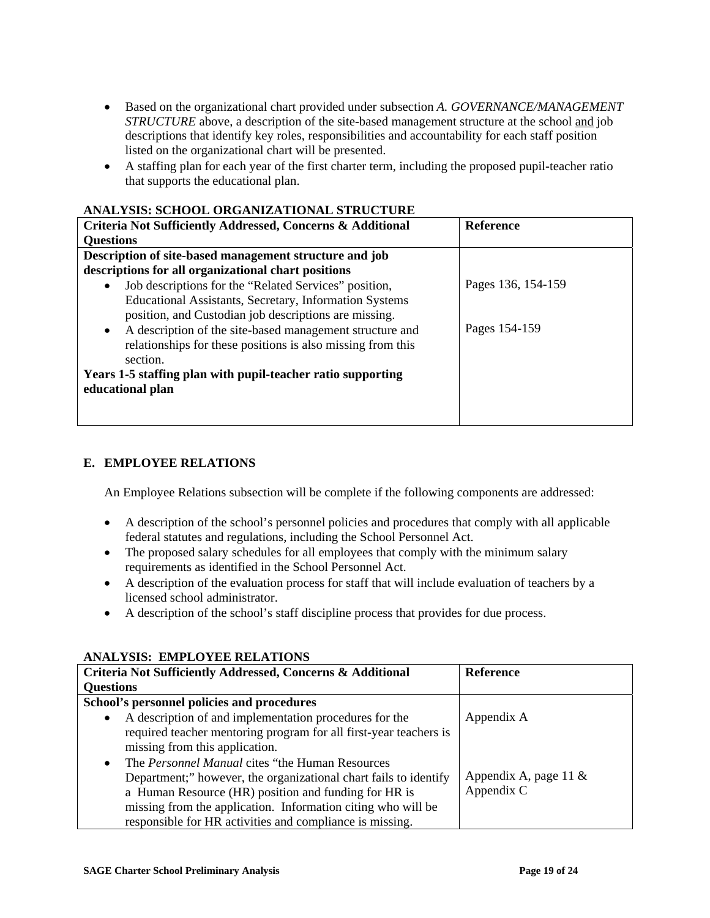- Based on the organizational chart provided under subsection *A. GOVERNANCE/MANAGEMENT STRUCTURE* above, a description of the site-based management structure at the school and job descriptions that identify key roles, responsibilities and accountability for each staff position listed on the organizational chart will be presented.
- A staffing plan for each year of the first charter term, including the proposed pupil-teacher ratio that supports the educational plan.

**ANALYSIS: SCHOOL ORGANIZATIONAL STRUCTURE**

| Criteria Not Sufficiently Addressed, Concerns & Additional Questions | Reference |
|---|---|
| **Description of site-based management structure and job descriptions for all organizational chart positions** | |
| • Job descriptions for the "Related Services" position, Educational Assistants, Secretary, Information Systems position, and Custodian job descriptions are missing. | Pages 136, 154-159 |
| • A description of the site-based management structure and relationships for these positions is also missing from this section. | Pages 154-159 |
| **Years 1-5 staffing plan with pupil-teacher ratio supporting educational plan** | |

## E. EMPLOYEE RELATIONS

An Employee Relations subsection will be complete if the following components are addressed:

- A description of the school's personnel policies and procedures that comply with all applicable federal statutes and regulations, including the School Personnel Act.
- The proposed salary schedules for all employees that comply with the minimum salary requirements as identified in the School Personnel Act.
- A description of the evaluation process for staff that will include evaluation of teachers by a licensed school administrator.
- A description of the school's staff discipline process that provides for due process.

**ANALYSIS: EMPLOYEE RELATIONS**

| Criteria Not Sufficiently Addressed, Concerns & Additional Questions | Reference |
|---|---|
| **School's personnel policies and procedures** | |
| • A description of and implementation procedures for the required teacher mentoring program for all first-year teachers is missing from this application. | Appendix A |
| • The *Personnel Manual* cites "the Human Resources Department;" however, the organizational chart fails to identify a Human Resource (HR) position and funding for HR is missing from the application. Information citing who will be responsible for HR activities and compliance is missing. | Appendix A, page 11 & Appendix C |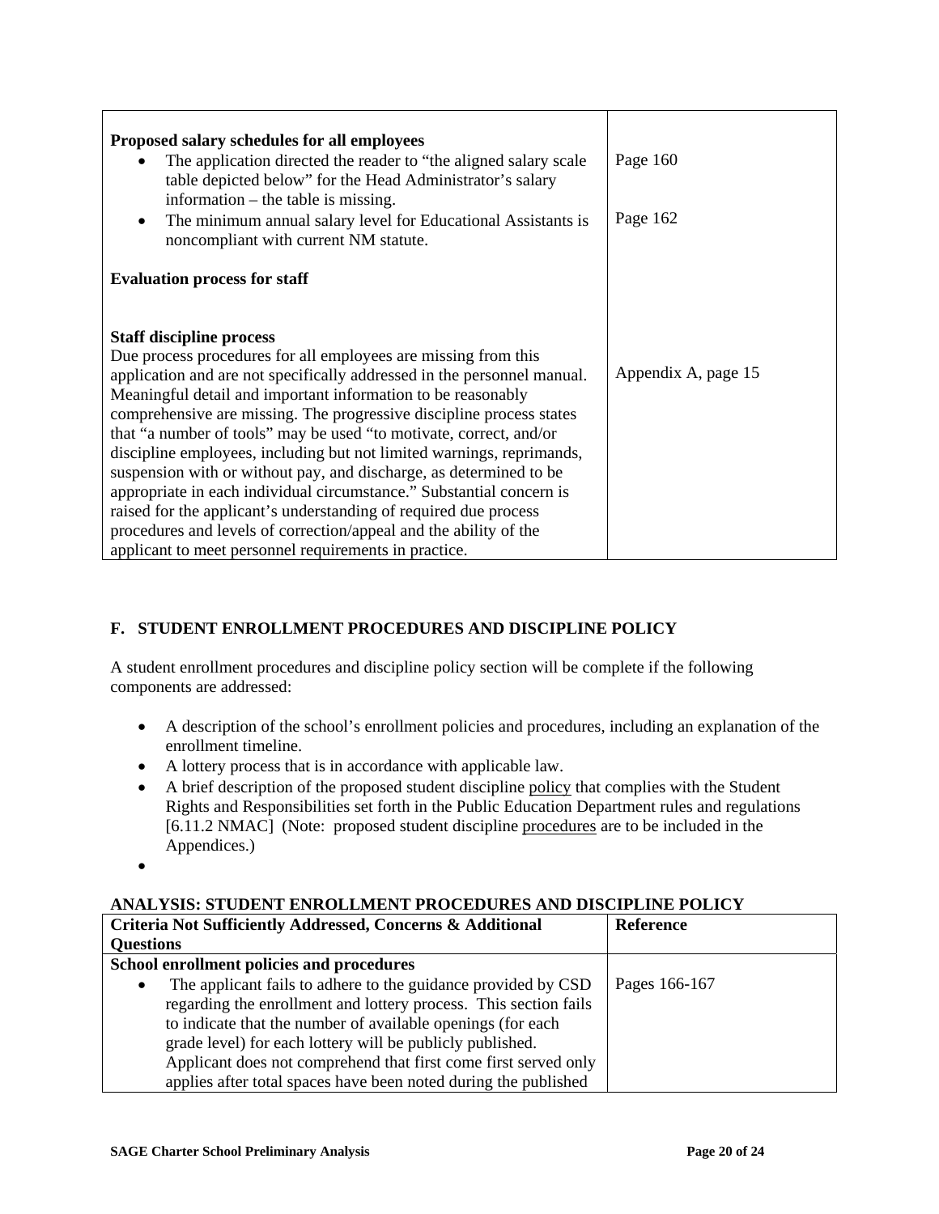| | |
|---|---|
| **Proposed salary schedules for all employees**<br>• The application directed the reader to "the aligned salary scale table depicted below" for the Head Administrator's salary information – the table is missing.<br>• The minimum annual salary level for Educational Assistants is noncompliant with current NM statute.<br><br>**Evaluation process for staff** | Page 160<br><br>Page 162 |
| **Staff discipline process**<br>Due process procedures for all employees are missing from this application and are not specifically addressed in the personnel manual. Meaningful detail and important information to be reasonably comprehensive are missing. The progressive discipline process states that "a number of tools" may be used "to motivate, correct, and/or discipline employees, including but not limited warnings, reprimands, suspension with or without pay, and discharge, as determined to be appropriate in each individual circumstance." Substantial concern is raised for the applicant's understanding of required due process procedures and levels of correction/appeal and the ability of the applicant to meet personnel requirements in practice. | Appendix A, page 15 |

## F. STUDENT ENROLLMENT PROCEDURES AND DISCIPLINE POLICY

A student enrollment procedures and discipline policy section will be complete if the following components are addressed:

- A description of the school's enrollment policies and procedures, including an explanation of the enrollment timeline.
- A lottery process that is in accordance with applicable law.
- A brief description of the proposed student discipline policy that complies with the Student Rights and Responsibilities set forth in the Public Education Department rules and regulations [6.11.2 NMAC] (Note: proposed student discipline procedures are to be included in the Appendices.)
-

**ANALYSIS: STUDENT ENROLLMENT PROCEDURES AND DISCIPLINE POLICY**

| Criteria Not Sufficiently Addressed, Concerns & Additional Questions | Reference |
|---|---|
| **School enrollment policies and procedures**<br>• The applicant fails to adhere to the guidance provided by CSD regarding the enrollment and lottery process. This section fails to indicate that the number of available openings (for each grade level) for each lottery will be publicly published. Applicant does not comprehend that first come first served only applies after total spaces have been noted during the published | Pages 166-167 |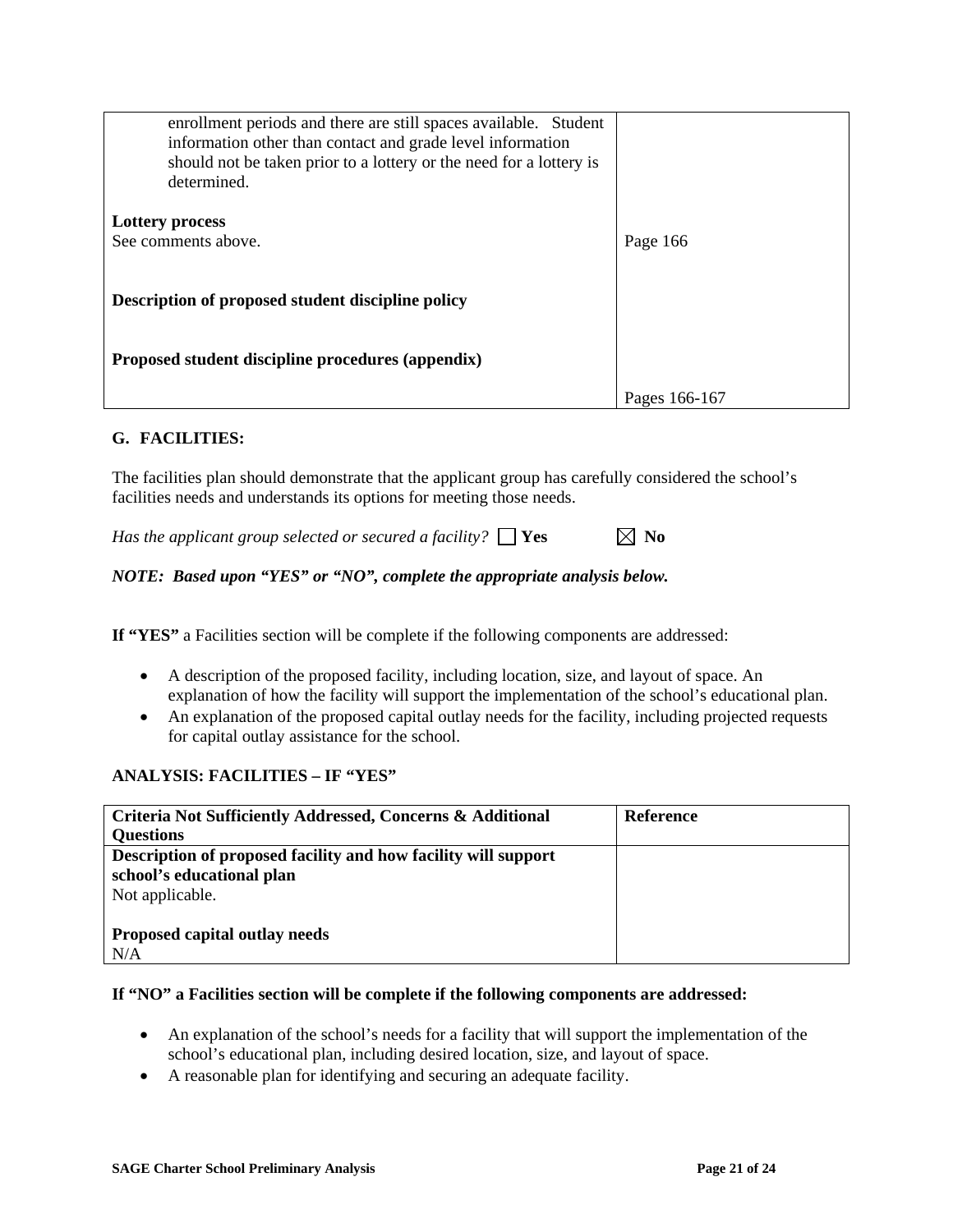| | |
|---|---|
| enrollment periods and there are still spaces available. Student information other than contact and grade level information should not be taken prior to a lottery or the need for a lottery is determined.<br><br>**Lottery process**<br>See comments above.<br><br>**Description of proposed student discipline policy**<br><br>**Proposed student discipline procedures (appendix)** | <br><br><br><br>Page 166<br><br><br><br>Pages 166-167 |

### G. FACILITIES:

The facilities plan should demonstrate that the applicant group has carefully considered the school's facilities needs and understands its options for meeting those needs.

*Has the applicant group selected or secured a facility?* ☐ **Yes** ☒ **No**

***NOTE: Based upon "YES" or "NO", complete the appropriate analysis below.***

**If "YES"** a Facilities section will be complete if the following components are addressed:

- A description of the proposed facility, including location, size, and layout of space. An explanation of how the facility will support the implementation of the school's educational plan.
- An explanation of the proposed capital outlay needs for the facility, including projected requests for capital outlay assistance for the school.

**ANALYSIS: FACILITIES – IF "YES"**

| Criteria Not Sufficiently Addressed, Concerns & Additional Questions | Reference |
|---|---|
| **Description of proposed facility and how facility will support school's educational plan**<br>Not applicable.<br><br>**Proposed capital outlay needs**<br>N/A | |

**If "NO" a Facilities section will be complete if the following components are addressed:**

- An explanation of the school's needs for a facility that will support the implementation of the school's educational plan, including desired location, size, and layout of space.
- A reasonable plan for identifying and securing an adequate facility.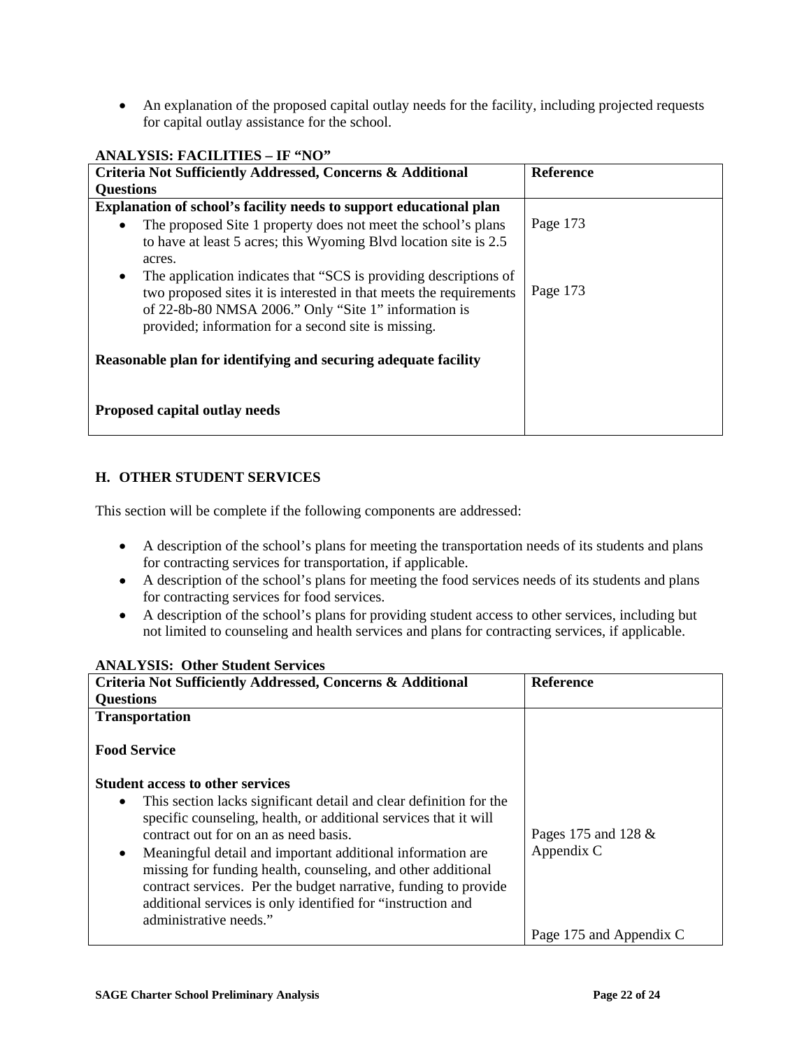- An explanation of the proposed capital outlay needs for the facility, including projected requests for capital outlay assistance for the school.

**ANALYSIS: FACILITIES – IF "NO"**

| Criteria Not Sufficiently Addressed, Concerns & Additional Questions | Reference |
|---|---|
| **Explanation of school's facility needs to support educational plan**<br>• The proposed Site 1 property does not meet the school's plans to have at least 5 acres; this Wyoming Blvd location site is 2.5 acres.<br>• The application indicates that "SCS is providing descriptions of two proposed sites it is interested in that meets the requirements of 22-8b-80 NMSA 2006." Only "Site 1" information is provided; information for a second site is missing. | Page 173<br><br>Page 173 |
| **Reasonable plan for identifying and securing adequate facility** | |
| **Proposed capital outlay needs** | |

## H. OTHER STUDENT SERVICES

This section will be complete if the following components are addressed:

- A description of the school's plans for meeting the transportation needs of its students and plans for contracting services for transportation, if applicable.
- A description of the school's plans for meeting the food services needs of its students and plans for contracting services for food services.
- A description of the school's plans for providing student access to other services, including but not limited to counseling and health services and plans for contracting services, if applicable.

**ANALYSIS: Other Student Services**

| Criteria Not Sufficiently Addressed, Concerns & Additional Questions | Reference |
|---|---|
| **Transportation** | |
| **Food Service** | |
| **Student access to other services**<br>• This section lacks significant detail and clear definition for the specific counseling, health, or additional services that it will contract out for on an as need basis.<br>• Meaningful detail and important additional information are missing for funding health, counseling, and other additional contract services. Per the budget narrative, funding to provide additional services is only identified for "instruction and administrative needs." | Pages 175 and 128 & Appendix C<br><br>Page 175 and Appendix C |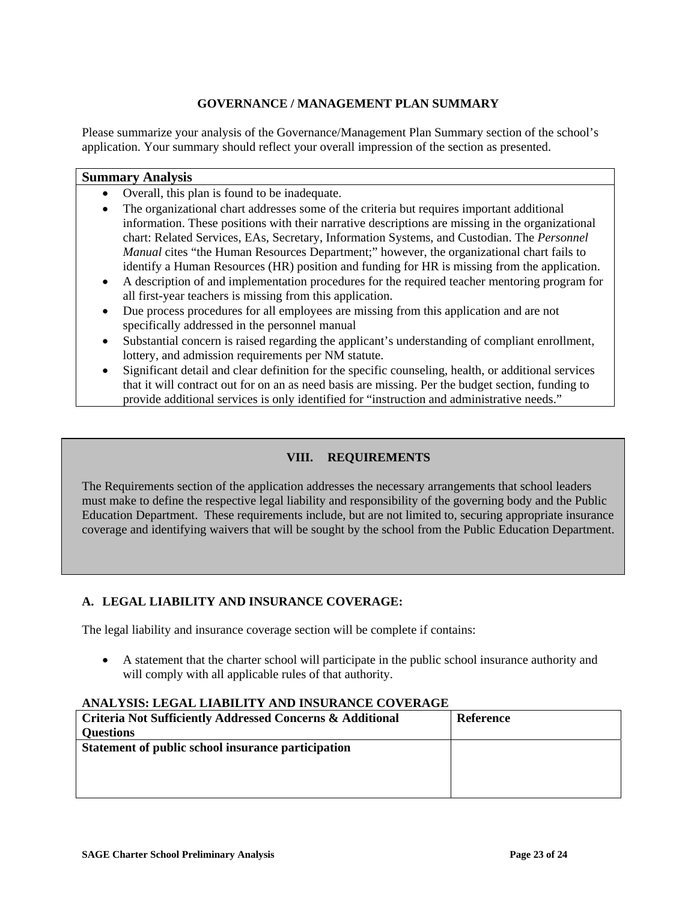**GOVERNANCE / MANAGEMENT PLAN SUMMARY**

Please summarize your analysis of the Governance/Management Plan Summary section of the school's application. Your summary should reflect your overall impression of the section as presented.

| **Summary Analysis** |
|---|
| • Overall, this plan is found to be inadequate.<br>• The organizational chart addresses some of the criteria but requires important additional information. These positions with their narrative descriptions are missing in the organizational chart: Related Services, EAs, Secretary, Information Systems, and Custodian. The *Personnel Manual* cites "the Human Resources Department;" however, the organizational chart fails to identify a Human Resources (HR) position and funding for HR is missing from the application.<br>• A description of and implementation procedures for the required teacher mentoring program for all first-year teachers is missing from this application.<br>• Due process procedures for all employees are missing from this application and are not specifically addressed in the personnel manual<br>• Substantial concern is raised regarding the applicant's understanding of compliant enrollment, lottery, and admission requirements per NM statute.<br>• Significant detail and clear definition for the specific counseling, health, or additional services that it will contract out for on an as need basis are missing. Per the budget section, funding to provide additional services is only identified for "instruction and administrative needs." |

## VIII. REQUIREMENTS

The Requirements section of the application addresses the necessary arrangements that school leaders must make to define the respective legal liability and responsibility of the governing body and the Public Education Department. These requirements include, but are not limited to, securing appropriate insurance coverage and identifying waivers that will be sought by the school from the Public Education Department.

### A. LEGAL LIABILITY AND INSURANCE COVERAGE:

The legal liability and insurance coverage section will be complete if contains:

- A statement that the charter school will participate in the public school insurance authority and will comply with all applicable rules of that authority.

**ANALYSIS: LEGAL LIABILITY AND INSURANCE COVERAGE**

| **Criteria Not Sufficiently Addressed Concerns & Additional Questions** | **Reference** |
|---|---|
| **Statement of public school insurance participation** | |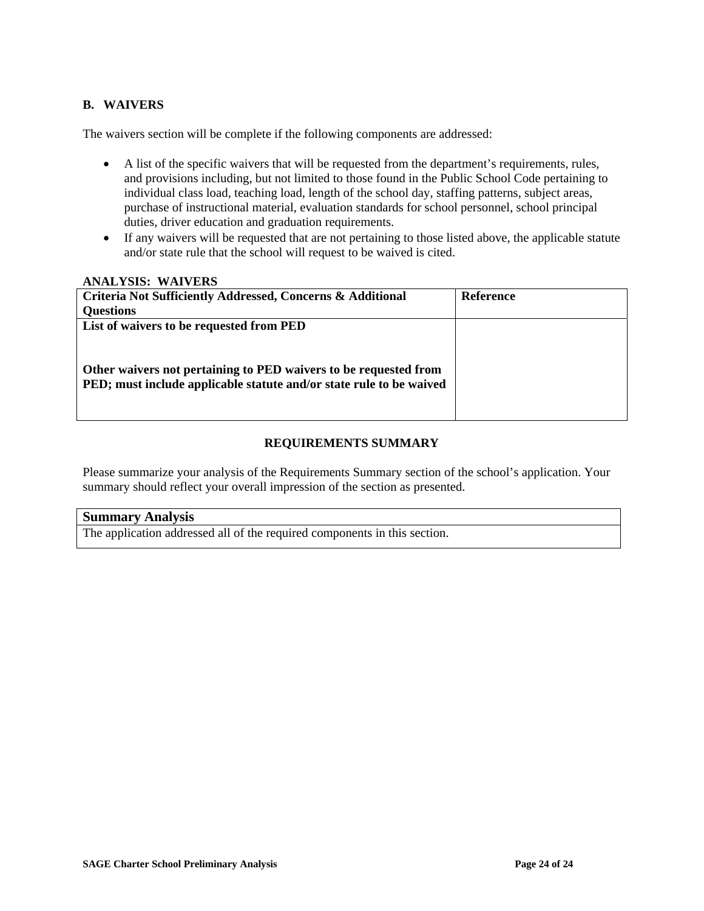### B. WAIVERS

The waivers section will be complete if the following components are addressed:

- A list of the specific waivers that will be requested from the department's requirements, rules, and provisions including, but not limited to those found in the Public School Code pertaining to individual class load, teaching load, length of the school day, staffing patterns, subject areas, purchase of instructional material, evaluation standards for school personnel, school principal duties, driver education and graduation requirements.
- If any waivers will be requested that are not pertaining to those listed above, the applicable statute and/or state rule that the school will request to be waived is cited.

**ANALYSIS: WAIVERS**

| Criteria Not Sufficiently Addressed, Concerns & Additional Questions | Reference |
|---|---|
| **List of waivers to be requested from PED**<br><br>**Other waivers not pertaining to PED waivers to be requested from PED; must include applicable statute and/or state rule to be waived** | |

## REQUIREMENTS SUMMARY

Please summarize your analysis of the Requirements Summary section of the school's application. Your summary should reflect your overall impression of the section as presented.

| Summary Analysis |
|---|
| The application addressed all of the required components in this section. |